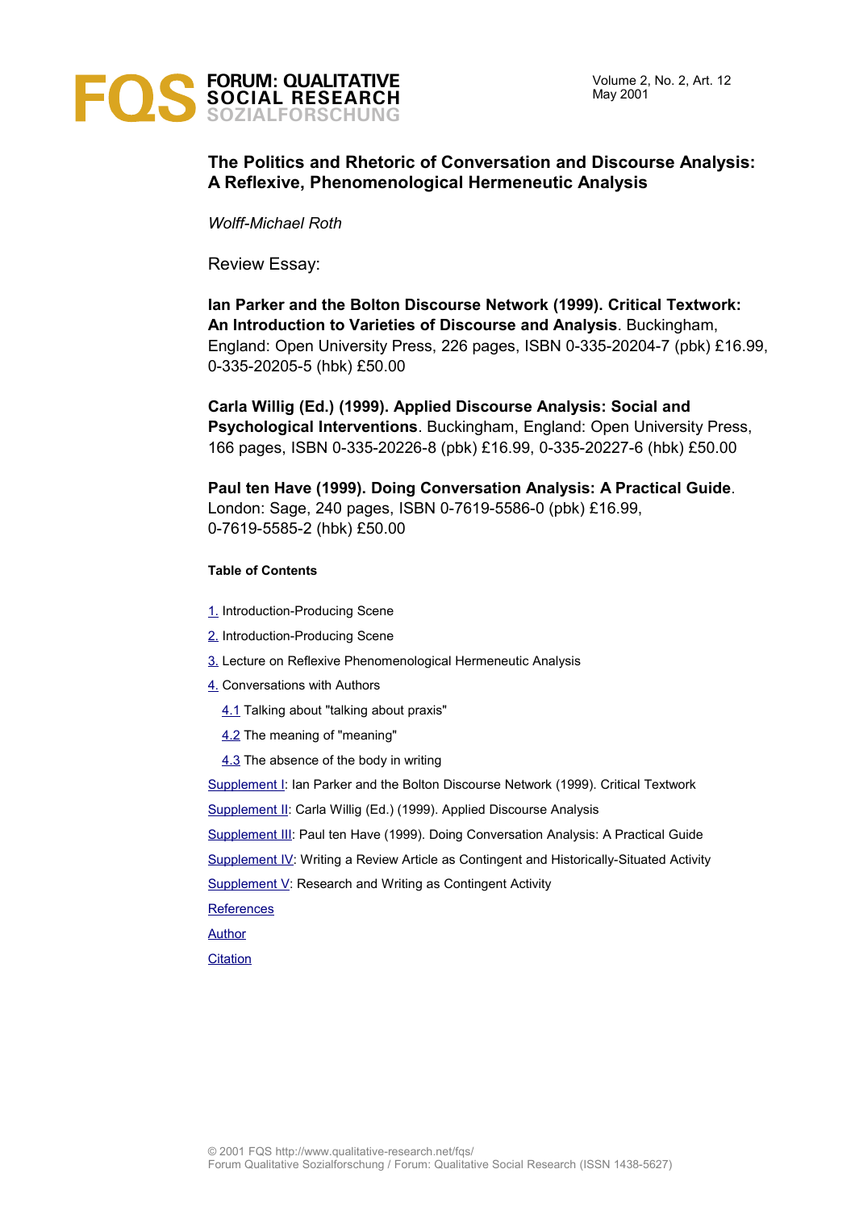# The Politics and Rhetoric of Conversation and Discourse Analysis: A Reflexive, Phenomenological Hermeneutic Analysis

*Wolff-Michael Roth*

Review Essay:

**Ian Parker and the Bolton Discourse Network (1999). Critical Textwork: An Introduction to Varieties of Discourse and Analysis**. Buckingham, England: Open University Press, 226 pages, ISBN 0-335-20204-7 (pbk) £16.99, 0-335-20205-5 (hbk) £50.00

**Carla Willig (Ed.) (1999). Applied Discourse Analysis: Social and Psychological Interventions**. Buckingham, England: Open University Press, 166 pages, ISBN 0-335-20226-8 (pbk) £16.99, 0-335-20227-6 (hbk) £50.00

**Paul ten Have (1999). Doing Conversation Analysis: A Practical Guide**. London: Sage, 240 pages, ISBN 0-7619-5586-0 (pbk) £16.99, 0-7619-5585-2 (hbk) £50.00

**Table of Contents**

1. Introduction-Producing Scene
2. Introduction-Producing Scene
3. Lecture on Reflexive Phenomenological Hermeneutic Analysis
4. Conversations with Authors
   - 4.1 Talking about "talking about praxis"
   - 4.2 The meaning of "meaning"
   - 4.3 The absence of the body in writing

Supplement I: Ian Parker and the Bolton Discourse Network (1999). Critical Textwork

Supplement II: Carla Willig (Ed.) (1999). Applied Discourse Analysis

Supplement III: Paul ten Have (1999). Doing Conversation Analysis: A Practical Guide

Supplement IV: Writing a Review Article as Contingent and Historically-Situated Activity

Supplement V: Research and Writing as Contingent Activity

References

Author

Citation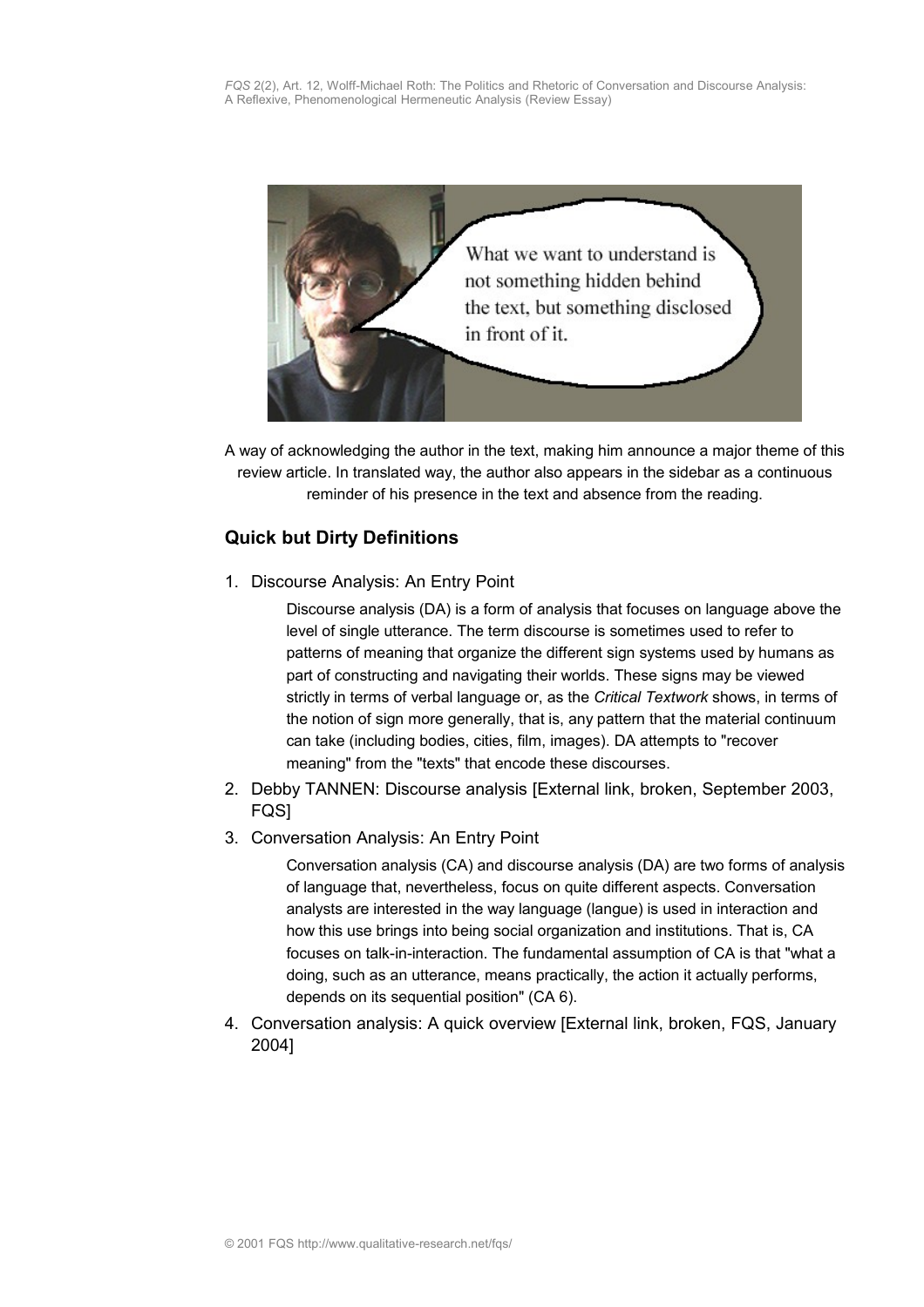A way of acknowledging the author in the text, making him announce a major theme of this review article. In translated way, the author also appears in the sidebar as a continuous reminder of his presence in the text and absence from the reading.

## Quick but Dirty Definitions

1. Discourse Analysis: An Entry Point

   Discourse analysis (DA) is a form of analysis that focuses on language above the level of single utterance. The term discourse is sometimes used to refer to patterns of meaning that organize the different sign systems used by humans as part of constructing and navigating their worlds. These signs may be viewed strictly in terms of verbal language or, as the *Critical Textwork* shows, in terms of the notion of sign more generally, that is, any pattern that the material continuum can take (including bodies, cities, film, images). DA attempts to "recover meaning" from the "texts" that encode these discourses.

2. Debby TANNEN: Discourse analysis [External link, broken, September 2003, FQS]

3. Conversation Analysis: An Entry Point

   Conversation analysis (CA) and discourse analysis (DA) are two forms of analysis of language that, nevertheless, focus on quite different aspects. Conversation analysts are interested in the way language (langue) is used in interaction and how this use brings into being social organization and institutions. That is, CA focuses on talk-in-interaction. The fundamental assumption of CA is that "what a doing, such as an utterance, means practically, the action it actually performs, depends on its sequential position" (CA 6).

4. Conversation analysis: A quick overview [External link, broken, FQS, January 2004]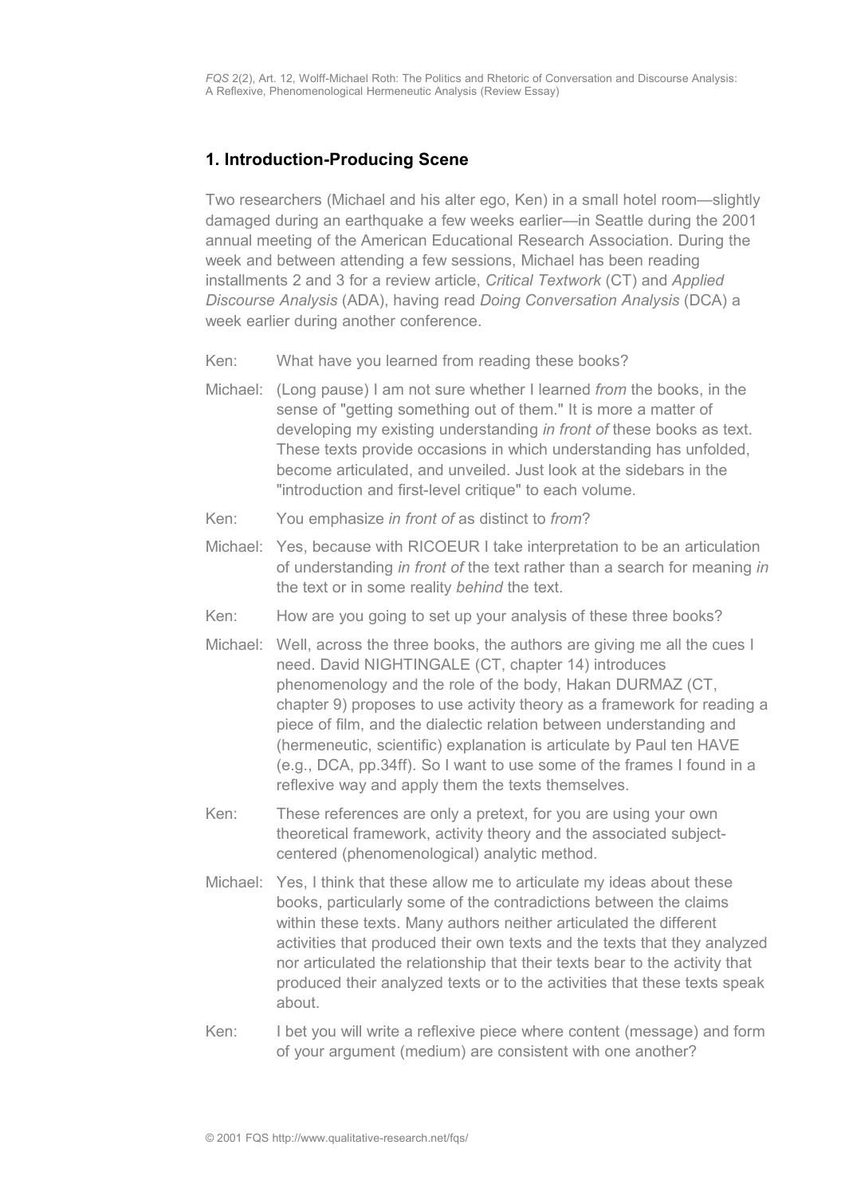## 1. Introduction-Producing Scene

Two researchers (Michael and his alter ego, Ken) in a small hotel room—slightly damaged during an earthquake a few weeks earlier—in Seattle during the 2001 annual meeting of the American Educational Research Association. During the week and between attending a few sessions, Michael has been reading installments 2 and 3 for a review article, *Critical Textwork* (CT) and *Applied Discourse Analysis* (ADA), having read *Doing Conversation Analysis* (DCA) a week earlier during another conference.

Ken: What have you learned from reading these books?

Michael: (Long pause) I am not sure whether I learned *from* the books, in the sense of "getting something out of them." It is more a matter of developing my existing understanding *in front of* these books as text. These texts provide occasions in which understanding has unfolded, become articulated, and unveiled. Just look at the sidebars in the "introduction and first-level critique" to each volume.

Ken: You emphasize *in front of* as distinct to *from*?

Michael: Yes, because with RICOEUR I take interpretation to be an articulation of understanding *in front of* the text rather than a search for meaning *in* the text or in some reality *behind* the text.

Ken: How are you going to set up your analysis of these three books?

Michael: Well, across the three books, the authors are giving me all the cues I need. David NIGHTINGALE (CT, chapter 14) introduces phenomenology and the role of the body, Hakan DURMAZ (CT, chapter 9) proposes to use activity theory as a framework for reading a piece of film, and the dialectic relation between understanding and (hermeneutic, scientific) explanation is articulate by Paul ten HAVE (e.g., DCA, pp.34ff). So I want to use some of the frames I found in a reflexive way and apply them the texts themselves.

Ken: These references are only a pretext, for you are using your own theoretical framework, activity theory and the associated subject-centered (phenomenological) analytic method.

Michael: Yes, I think that these allow me to articulate my ideas about these books, particularly some of the contradictions between the claims within these texts. Many authors neither articulated the different activities that produced their own texts and the texts that they analyzed nor articulated the relationship that their texts bear to the activity that produced their analyzed texts or to the activities that these texts speak about.

Ken: I bet you will write a reflexive piece where content (message) and form of your argument (medium) are consistent with one another?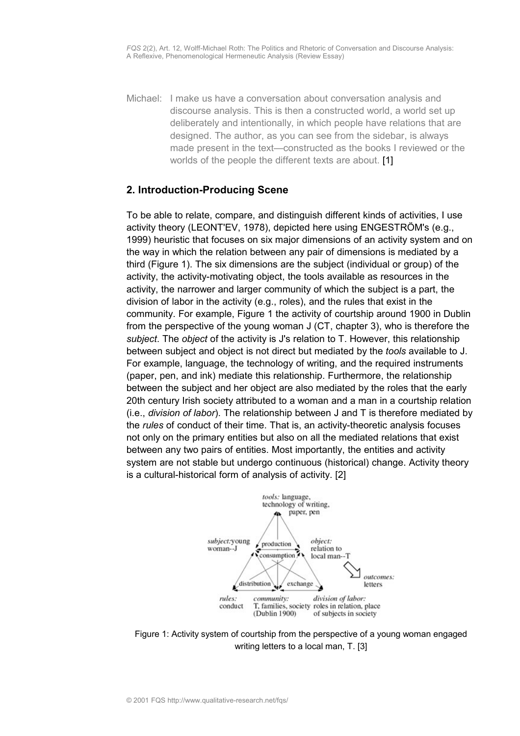Michael: I make us have a conversation about conversation analysis and discourse analysis. This is then a constructed world, a world set up deliberately and intentionally, in which people have relations that are designed. The author, as you can see from the sidebar, is always made present in the text—constructed as the books I reviewed or the worlds of the people the different texts are about. [1]

## 2. Introduction-Producing Scene

To be able to relate, compare, and distinguish different kinds of activities, I use activity theory (LEONT'EV, 1978), depicted here using ENGESTRÖM's (e.g., 1999) heuristic that focuses on six major dimensions of an activity system and on the way in which the relation between any pair of dimensions is mediated by a third (Figure 1). The six dimensions are the subject (individual or group) of the activity, the activity-motivating object, the tools available as resources in the activity, the narrower and larger community of which the subject is a part, the division of labor in the activity (e.g., roles), and the rules that exist in the community. For example, Figure 1 the activity of courtship around 1900 in Dublin from the perspective of the young woman J (CT, chapter 3), who is therefore the *subject*. The *object* of the activity is J's relation to T. However, this relationship between subject and object is not direct but mediated by the *tools* available to J. For example, language, the technology of writing, and the required instruments (paper, pen, and ink) mediate this relationship. Furthermore, the relationship between the subject and her object are also mediated by the roles that the early 20th century Irish society attributed to a woman and a man in a courtship relation (i.e., *division of labor*). The relationship between J and T is therefore mediated by the *rules* of conduct of their time. That is, an activity-theoretic analysis focuses not only on the primary entities but also on all the mediated relations that exist between any two pairs of entities. Most importantly, the entities and activity system are not stable but undergo continuous (historical) change. Activity theory is a cultural-historical form of analysis of activity. [2]

*tools:* language, technology of writing, paper, pen

*subject:* young woman--J

production

consumption

*object:* relation to local man--T

*outcomes:* letters

distribution

exchange

*rules:* conduct

*community:* T, families, society (Dublin 1900)

*division of labor:* roles in relation, place of subjects in society

Figure 1: Activity system of courtship from the perspective of a young woman engaged writing letters to a local man, T. [3]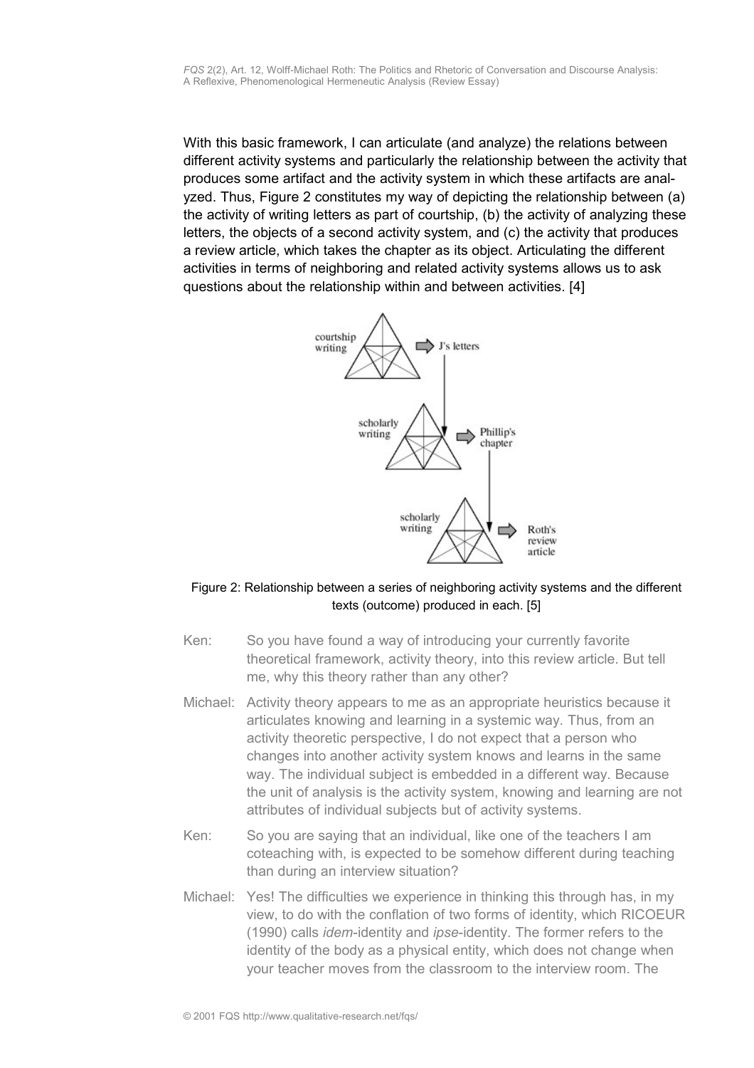With this basic framework, I can articulate (and analyze) the relations between different activity systems and particularly the relationship between the activity that produces some artifact and the activity system in which these artifacts are analyzed. Thus, Figure 2 constitutes my way of depicting the relationship between (a) the activity of writing letters as part of courtship, (b) the activity of analyzing these letters, the objects of a second activity system, and (c) the activity that produces a review article, which takes the chapter as its object. Articulating the different activities in terms of neighboring and related activity systems allows us to ask questions about the relationship within and between activities. [4]

courtship writing

J's letters

scholarly writing

Phillip's chapter

scholarly writing

Roth's review article

Figure 2: Relationship between a series of neighboring activity systems and the different texts (outcome) produced in each. [5]

Ken: So you have found a way of introducing your currently favorite theoretical framework, activity theory, into this review article. But tell me, why this theory rather than any other?

Michael: Activity theory appears to me as an appropriate heuristics because it articulates knowing and learning in a systemic way. Thus, from an activity theoretic perspective, I do not expect that a person who changes into another activity system knows and learns in the same way. The individual subject is embedded in a different way. Because the unit of analysis is the activity system, knowing and learning are not attributes of individual subjects but of activity systems.

Ken: So you are saying that an individual, like one of the teachers I am coteaching with, is expected to be somehow different during teaching than during an interview situation?

Michael: Yes! The difficulties we experience in thinking this through has, in my view, to do with the conflation of two forms of identity, which RICOEUR (1990) calls *idem*-identity and *ipse*-identity. The former refers to the identity of the body as a physical entity, which does not change when your teacher moves from the classroom to the interview room. The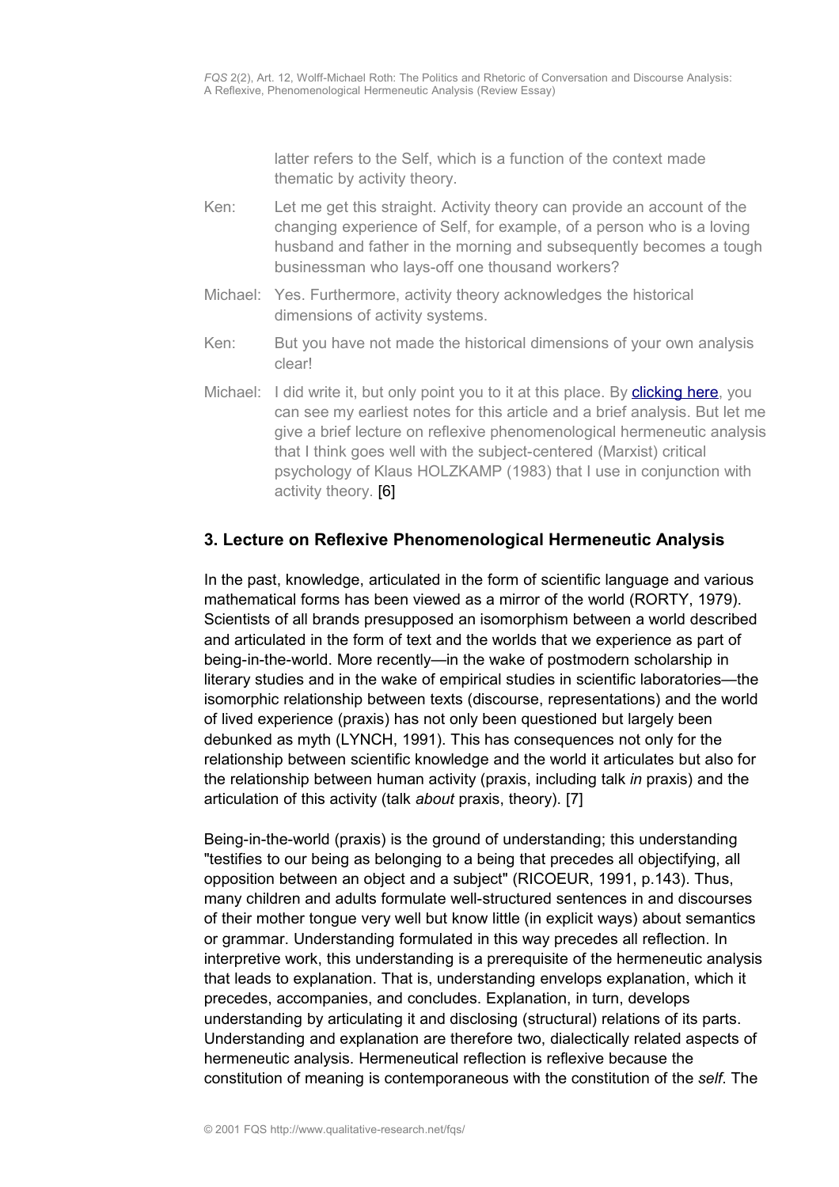latter refers to the Self, which is a function of the context made thematic by activity theory.

Ken: Let me get this straight. Activity theory can provide an account of the changing experience of Self, for example, of a person who is a loving husband and father in the morning and subsequently becomes a tough businessman who lays-off one thousand workers?

Michael: Yes. Furthermore, activity theory acknowledges the historical dimensions of activity systems.

Ken: But you have not made the historical dimensions of your own analysis clear!

Michael: I did write it, but only point you to it at this place. By clicking here, you can see my earliest notes for this article and a brief analysis. But let me give a brief lecture on reflexive phenomenological hermeneutic analysis that I think goes well with the subject-centered (Marxist) critical psychology of Klaus HOLZKAMP (1983) that I use in conjunction with activity theory. [6]

## 3. Lecture on Reflexive Phenomenological Hermeneutic Analysis

In the past, knowledge, articulated in the form of scientific language and various mathematical forms has been viewed as a mirror of the world (RORTY, 1979). Scientists of all brands presupposed an isomorphism between a world described and articulated in the form of text and the worlds that we experience as part of being-in-the-world. More recently—in the wake of postmodern scholarship in literary studies and in the wake of empirical studies in scientific laboratories—the isomorphic relationship between texts (discourse, representations) and the world of lived experience (praxis) has not only been questioned but largely been debunked as myth (LYNCH, 1991). This has consequences not only for the relationship between scientific knowledge and the world it articulates but also for the relationship between human activity (praxis, including talk *in* praxis) and the articulation of this activity (talk *about* praxis, theory). [7]

Being-in-the-world (praxis) is the ground of understanding; this understanding "testifies to our being as belonging to a being that precedes all objectifying, all opposition between an object and a subject" (RICOEUR, 1991, p.143). Thus, many children and adults formulate well-structured sentences in and discourses of their mother tongue very well but know little (in explicit ways) about semantics or grammar. Understanding formulated in this way precedes all reflection. In interpretive work, this understanding is a prerequisite of the hermeneutic analysis that leads to explanation. That is, understanding envelops explanation, which it precedes, accompanies, and concludes. Explanation, in turn, develops understanding by articulating it and disclosing (structural) relations of its parts. Understanding and explanation are therefore two, dialectically related aspects of hermeneutic analysis. Hermeneutical reflection is reflexive because the constitution of meaning is contemporaneous with the constitution of the *self*. The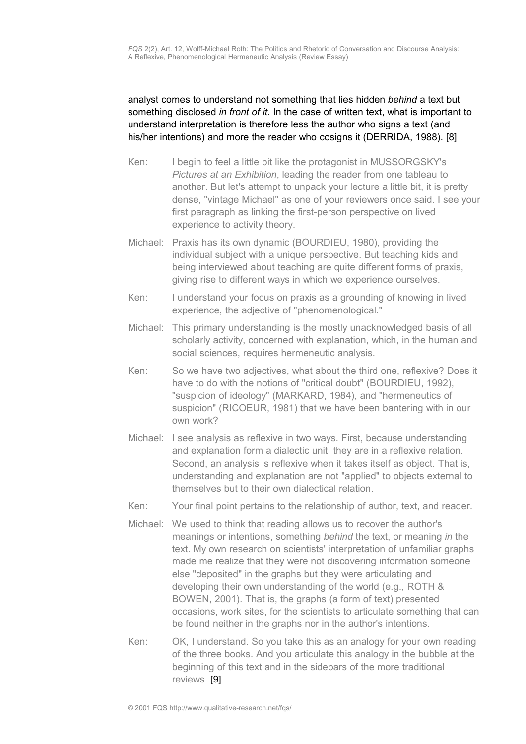analyst comes to understand not something that lies hidden *behind* a text but something disclosed *in front of it*. In the case of written text, what is important to understand interpretation is therefore less the author who signs a text (and his/her intentions) and more the reader who cosigns it (DERRIDA, 1988). [8]

Ken: I begin to feel a little bit like the protagonist in MUSSORGSKY's *Pictures at an Exhibition*, leading the reader from one tableau to another. But let's attempt to unpack your lecture a little bit, it is pretty dense, "vintage Michael" as one of your reviewers once said. I see your first paragraph as linking the first-person perspective on lived experience to activity theory.

Michael: Praxis has its own dynamic (BOURDIEU, 1980), providing the individual subject with a unique perspective. But teaching kids and being interviewed about teaching are quite different forms of praxis, giving rise to different ways in which we experience ourselves.

Ken: I understand your focus on praxis as a grounding of knowing in lived experience, the adjective of "phenomenological."

Michael: This primary understanding is the mostly unacknowledged basis of all scholarly activity, concerned with explanation, which, in the human and social sciences, requires hermeneutic analysis.

Ken: So we have two adjectives, what about the third one, reflexive? Does it have to do with the notions of "critical doubt" (BOURDIEU, 1992), "suspicion of ideology" (MARKARD, 1984), and "hermeneutics of suspicion" (RICOEUR, 1981) that we have been bantering with in our own work?

Michael: I see analysis as reflexive in two ways. First, because understanding and explanation form a dialectic unit, they are in a reflexive relation. Second, an analysis is reflexive when it takes itself as object. That is, understanding and explanation are not "applied" to objects external to themselves but to their own dialectical relation.

Ken: Your final point pertains to the relationship of author, text, and reader.

Michael: We used to think that reading allows us to recover the author's meanings or intentions, something *behind* the text, or meaning *in* the text. My own research on scientists' interpretation of unfamiliar graphs made me realize that they were not discovering information someone else "deposited" in the graphs but they were articulating and developing their own understanding of the world (e.g., ROTH & BOWEN, 2001). That is, the graphs (a form of text) presented occasions, work sites, for the scientists to articulate something that can be found neither in the graphs nor in the author's intentions.

Ken: OK, I understand. So you take this as an analogy for your own reading of the three books. And you articulate this analogy in the bubble at the beginning of this text and in the sidebars of the more traditional reviews. [9]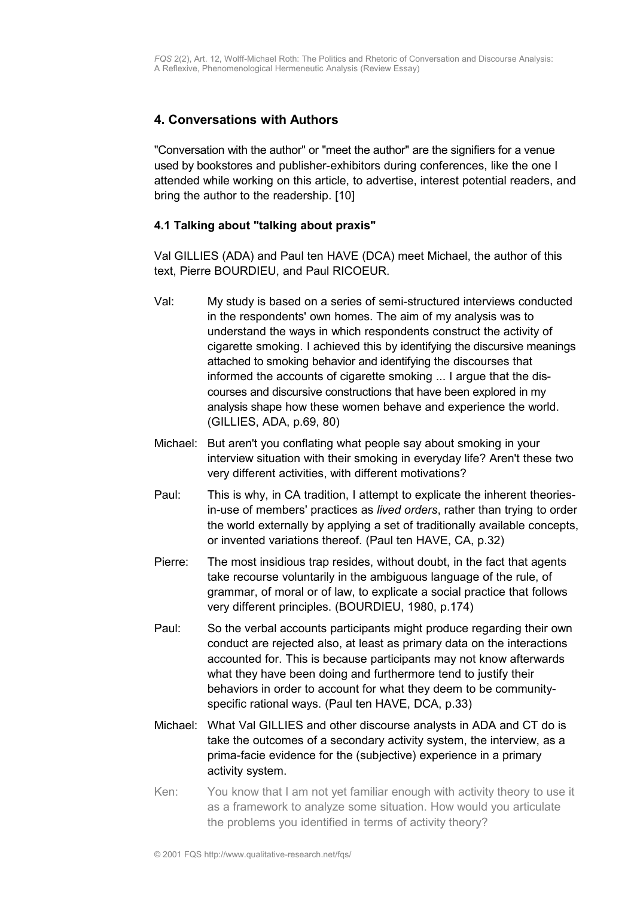## 4. Conversations with Authors

"Conversation with the author" or "meet the author" are the signifiers for a venue used by bookstores and publisher-exhibitors during conferences, like the one I attended while working on this article, to advertise, interest potential readers, and bring the author to the readership. [10]

### 4.1 Talking about "talking about praxis"

Val GILLIES (ADA) and Paul ten HAVE (DCA) meet Michael, the author of this text, Pierre BOURDIEU, and Paul RICOEUR.

Val: My study is based on a series of semi-structured interviews conducted in the respondents' own homes. The aim of my analysis was to understand the ways in which respondents construct the activity of cigarette smoking. I achieved this by identifying the discursive meanings attached to smoking behavior and identifying the discourses that informed the accounts of cigarette smoking ... I argue that the discourses and discursive constructions that have been explored in my analysis shape how these women behave and experience the world. (GILLIES, ADA, p.69, 80)

Michael: But aren't you conflating what people say about smoking in your interview situation with their smoking in everyday life? Aren't these two very different activities, with different motivations?

Paul: This is why, in CA tradition, I attempt to explicate the inherent theories-in-use of members' practices as *lived orders*, rather than trying to order the world externally by applying a set of traditionally available concepts, or invented variations thereof. (Paul ten HAVE, CA, p.32)

Pierre: The most insidious trap resides, without doubt, in the fact that agents take recourse voluntarily in the ambiguous language of the rule, of grammar, of moral or of law, to explicate a social practice that follows very different principles. (BOURDIEU, 1980, p.174)

Paul: So the verbal accounts participants might produce regarding their own conduct are rejected also, at least as primary data on the interactions accounted for. This is because participants may not know afterwards what they have been doing and furthermore tend to justify their behaviors in order to account for what they deem to be community-specific rational ways. (Paul ten HAVE, DCA, p.33)

Michael: What Val GILLIES and other discourse analysts in ADA and CT do is take the outcomes of a secondary activity system, the interview, as a prima-facie evidence for the (subjective) experience in a primary activity system.

Ken: You know that I am not yet familiar enough with activity theory to use it as a framework to analyze some situation. How would you articulate the problems you identified in terms of activity theory?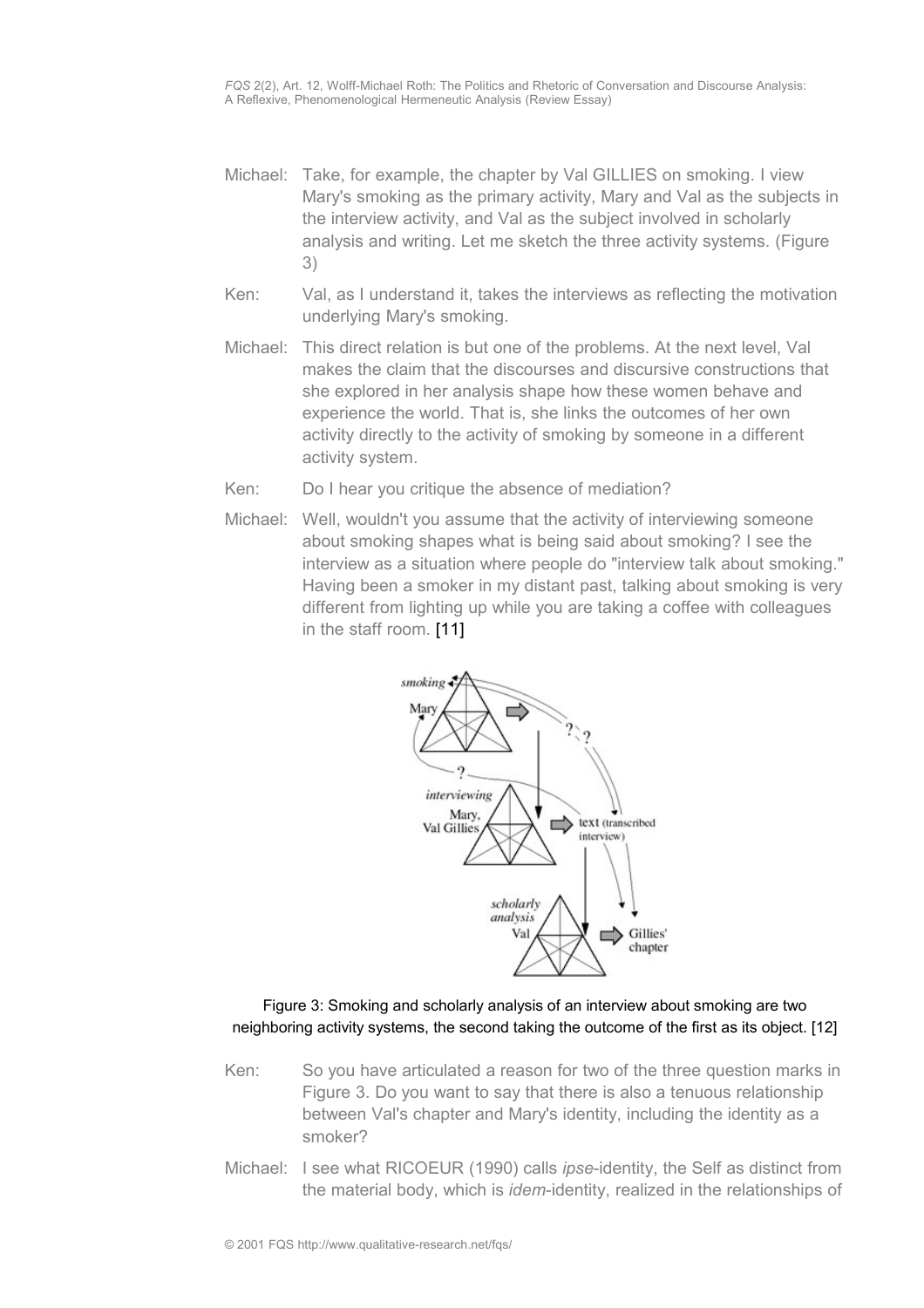Michael: Take, for example, the chapter by Val GILLIES on smoking. I view Mary's smoking as the primary activity, Mary and Val as the subjects in the interview activity, and Val as the subject involved in scholarly analysis and writing. Let me sketch the three activity systems. (Figure 3)

Ken: Val, as I understand it, takes the interviews as reflecting the motivation underlying Mary's smoking.

Michael: This direct relation is but one of the problems. At the next level, Val makes the claim that the discourses and discursive constructions that she explored in her analysis shape how these women behave and experience the world. That is, she links the outcomes of her own activity directly to the activity of smoking by someone in a different activity system.

Ken: Do I hear you critique the absence of mediation?

Michael: Well, wouldn't you assume that the activity of interviewing someone about smoking shapes what is being said about smoking? I see the interview as a situation where people do "interview talk about smoking." Having been a smoker in my distant past, talking about smoking is very different from lighting up while you are taking a coffee with colleagues in the staff room. [11]

smoking

Mary

?

?

?

interviewing

Mary, Val Gillies

text (transcribed interview)

scholarly analysis

Val

Gillies' chapter

Figure 3: Smoking and scholarly analysis of an interview about smoking are two neighboring activity systems, the second taking the outcome of the first as its object. [12]

Ken: So you have articulated a reason for two of the three question marks in Figure 3. Do you want to say that there is also a tenuous relationship between Val's chapter and Mary's identity, including the identity as a smoker?

Michael: I see what RICOEUR (1990) calls *ipse*-identity, the Self as distinct from the material body, which is *idem*-identity, realized in the relationships of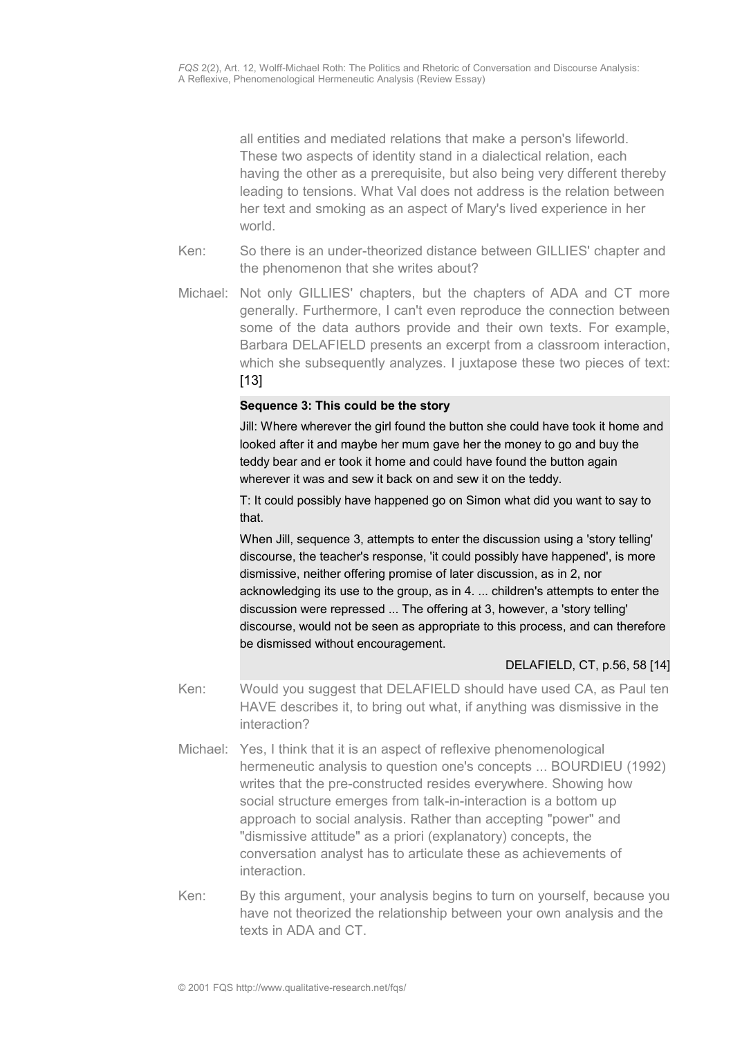all entities and mediated relations that make a person's lifeworld. These two aspects of identity stand in a dialectical relation, each having the other as a prerequisite, but also being very different thereby leading to tensions. What Val does not address is the relation between her text and smoking as an aspect of Mary's lived experience in her world.

Ken: So there is an under-theorized distance between GILLIES' chapter and the phenomenon that she writes about?

Michael: Not only GILLIES' chapters, but the chapters of ADA and CT more generally. Furthermore, I can't even reproduce the connection between some of the data authors provide and their own texts. For example, Barbara DELAFIELD presents an excerpt from a classroom interaction, which she subsequently analyzes. I juxtapose these two pieces of text: [13]

> **Sequence 3: This could be the story**
>
> Jill: Where wherever the girl found the button she could have took it home and looked after it and maybe her mum gave her the money to go and buy the teddy bear and er took it home and could have found the button again wherever it was and sew it back on and sew it on the teddy.
>
> T: It could possibly have happened go on Simon what did you want to say to that.
>
> When Jill, sequence 3, attempts to enter the discussion using a 'story telling' discourse, the teacher's response, 'it could possibly have happened', is more dismissive, neither offering promise of later discussion, as in 2, nor acknowledging its use to the group, as in 4. ... children's attempts to enter the discussion were repressed ... The offering at 3, however, a 'story telling' discourse, would not be seen as appropriate to this process, and can therefore be dismissed without encouragement.
>
> DELAFIELD, CT, p.56, 58 [14]

Ken: Would you suggest that DELAFIELD should have used CA, as Paul ten HAVE describes it, to bring out what, if anything was dismissive in the interaction?

Michael: Yes, I think that it is an aspect of reflexive phenomenological hermeneutic analysis to question one's concepts ... BOURDIEU (1992) writes that the pre-constructed resides everywhere. Showing how social structure emerges from talk-in-interaction is a bottom up approach to social analysis. Rather than accepting "power" and "dismissive attitude" as a priori (explanatory) concepts, the conversation analyst has to articulate these as achievements of interaction.

Ken: By this argument, your analysis begins to turn on yourself, because you have not theorized the relationship between your own analysis and the texts in ADA and CT.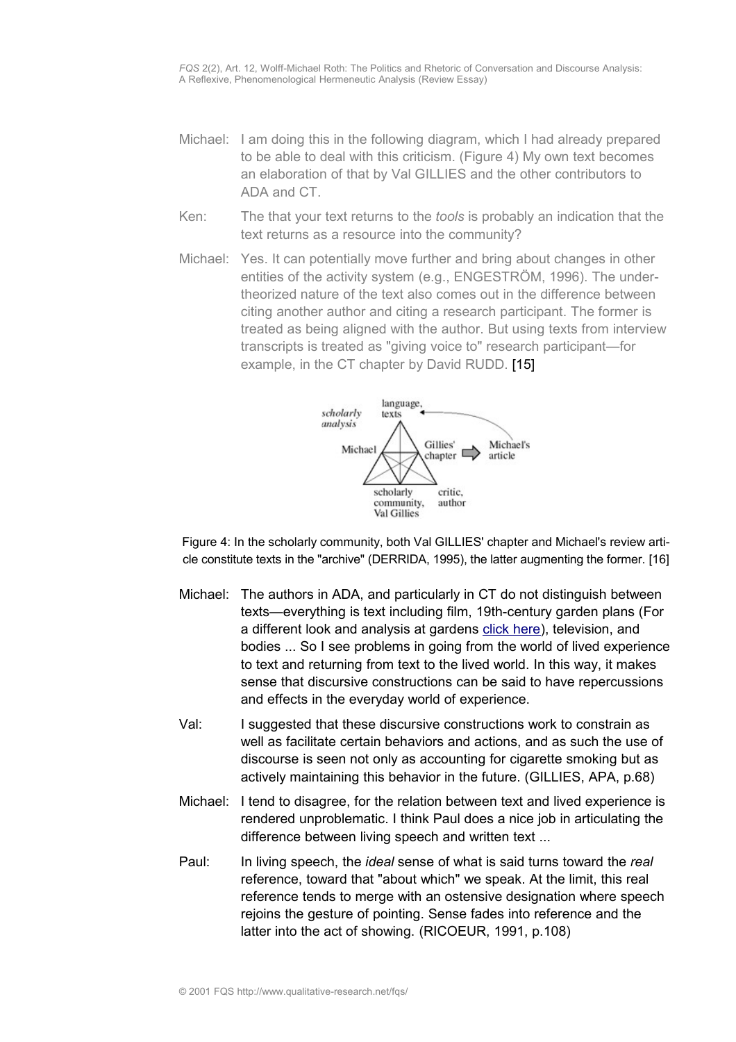Michael: I am doing this in the following diagram, which I had already prepared to be able to deal with this criticism. (Figure 4) My own text becomes an elaboration of that by Val GILLIES and the other contributors to ADA and CT.

Ken: The that your text returns to the *tools* is probably an indication that the text returns as a resource into the community?

Michael: Yes. It can potentially move further and bring about changes in other entities of the activity system (e.g., ENGESTRÖM, 1996). The under-theorized nature of the text also comes out in the difference between citing another author and citing a research participant. The former is treated as being aligned with the author. But using texts from interview transcripts is treated as "giving voice to" research participant—for example, in the CT chapter by David RUDD. [15]

*scholarly analysis*

language, texts

Michael

Gillies' chapter

Michael's article

scholarly community, Val Gillies

critic, author

Figure 4: In the scholarly community, both Val GILLIES' chapter and Michael's review article constitute texts in the "archive" (DERRIDA, 1995), the latter augmenting the former. [16]

Michael: The authors in ADA, and particularly in CT do not distinguish between texts—everything is text including film, 19th-century garden plans (For a different look and analysis at gardens click here), television, and bodies ... So I see problems in going from the world of lived experience to text and returning from text to the lived world. In this way, it makes sense that discursive constructions can be said to have repercussions and effects in the everyday world of experience.

Val: I suggested that these discursive constructions work to constrain as well as facilitate certain behaviors and actions, and as such the use of discourse is seen not only as accounting for cigarette smoking but as actively maintaining this behavior in the future. (GILLIES, APA, p.68)

Michael: I tend to disagree, for the relation between text and lived experience is rendered unproblematic. I think Paul does a nice job in articulating the difference between living speech and written text ...

Paul: In living speech, the *ideal* sense of what is said turns toward the *real* reference, toward that "about which" we speak. At the limit, this real reference tends to merge with an ostensive designation where speech rejoins the gesture of pointing. Sense fades into reference and the latter into the act of showing. (RICOEUR, 1991, p.108)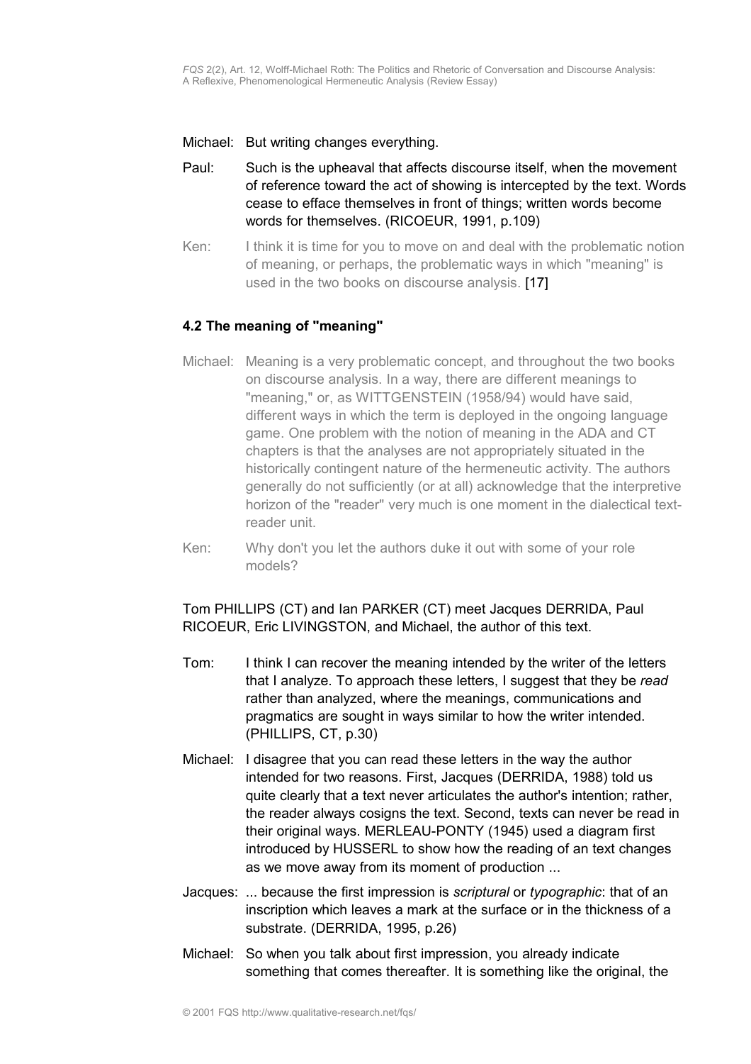Michael: But writing changes everything.

Paul: Such is the upheaval that affects discourse itself, when the movement of reference toward the act of showing is intercepted by the text. Words cease to efface themselves in front of things; written words become words for themselves. (RICOEUR, 1991, p.109)

Ken: I think it is time for you to move on and deal with the problematic notion of meaning, or perhaps, the problematic ways in which "meaning" is used in the two books on discourse analysis. [17]

### 4.2 The meaning of "meaning"

Michael: Meaning is a very problematic concept, and throughout the two books on discourse analysis. In a way, there are different meanings to "meaning," or, as WITTGENSTEIN (1958/94) would have said, different ways in which the term is deployed in the ongoing language game. One problem with the notion of meaning in the ADA and CT chapters is that the analyses are not appropriately situated in the historically contingent nature of the hermeneutic activity. The authors generally do not sufficiently (or at all) acknowledge that the interpretive horizon of the "reader" very much is one moment in the dialectical text-reader unit.

Ken: Why don't you let the authors duke it out with some of your role models?

Tom PHILLIPS (CT) and Ian PARKER (CT) meet Jacques DERRIDA, Paul RICOEUR, Eric LIVINGSTON, and Michael, the author of this text.

Tom: I think I can recover the meaning intended by the writer of the letters that I analyze. To approach these letters, I suggest that they be *read* rather than analyzed, where the meanings, communications and pragmatics are sought in ways similar to how the writer intended. (PHILLIPS, CT, p.30)

Michael: I disagree that you can read these letters in the way the author intended for two reasons. First, Jacques (DERRIDA, 1988) told us quite clearly that a text never articulates the author's intention; rather, the reader always cosigns the text. Second, texts can never be read in their original ways. MERLEAU-PONTY (1945) used a diagram first introduced by HUSSERL to show how the reading of an text changes as we move away from its moment of production ...

Jacques: ... because the first impression is *scriptural* or *typographic*: that of an inscription which leaves a mark at the surface or in the thickness of a substrate. (DERRIDA, 1995, p.26)

Michael: So when you talk about first impression, you already indicate something that comes thereafter. It is something like the original, the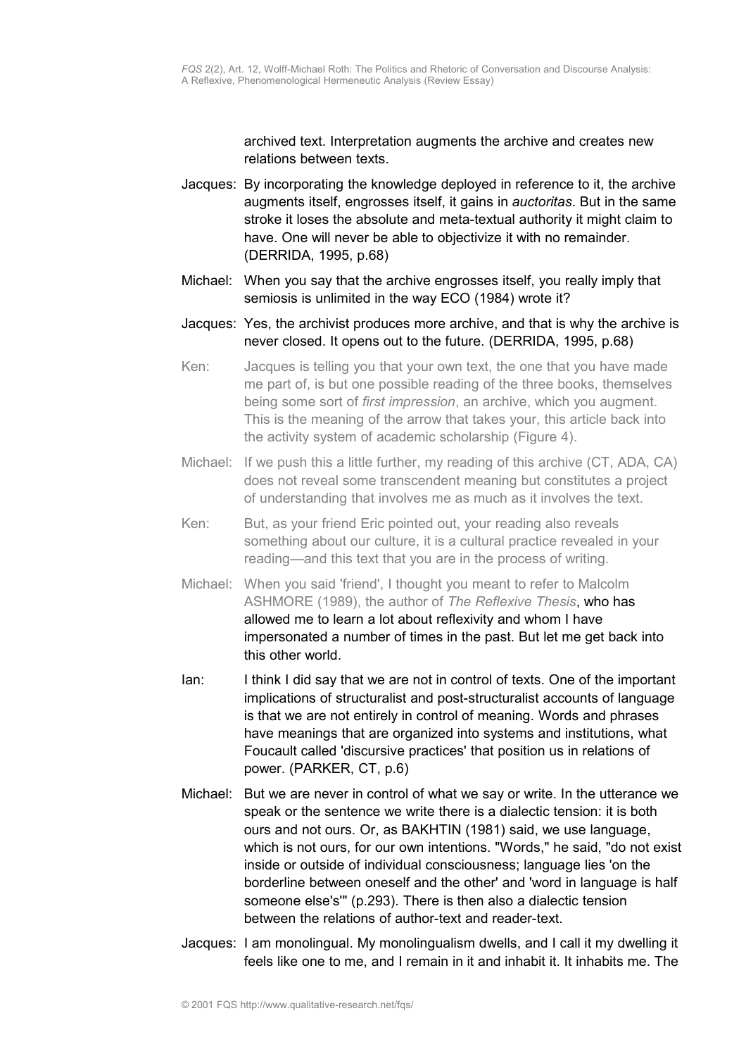archived text. Interpretation augments the archive and creates new relations between texts.

Jacques: By incorporating the knowledge deployed in reference to it, the archive augments itself, engrosses itself, it gains in *auctoritas*. But in the same stroke it loses the absolute and meta-textual authority it might claim to have. One will never be able to objectivize it with no remainder. (DERRIDA, 1995, p.68)

Michael: When you say that the archive engrosses itself, you really imply that semiosis is unlimited in the way ECO (1984) wrote it?

Jacques: Yes, the archivist produces more archive, and that is why the archive is never closed. It opens out to the future. (DERRIDA, 1995, p.68)

Ken: Jacques is telling you that your own text, the one that you have made me part of, is but one possible reading of the three books, themselves being some sort of *first impression*, an archive, which you augment. This is the meaning of the arrow that takes your, this article back into the activity system of academic scholarship (Figure 4).

Michael: If we push this a little further, my reading of this archive (CT, ADA, CA) does not reveal some transcendent meaning but constitutes a project of understanding that involves me as much as it involves the text.

Ken: But, as your friend Eric pointed out, your reading also reveals something about our culture, it is a cultural practice revealed in your reading—and this text that you are in the process of writing.

Michael: When you said 'friend', I thought you meant to refer to Malcolm ASHMORE (1989), the author of *The Reflexive Thesis*, who has allowed me to learn a lot about reflexivity and whom I have impersonated a number of times in the past. But let me get back into this other world.

Ian: I think I did say that we are not in control of texts. One of the important implications of structuralist and post-structuralist accounts of language is that we are not entirely in control of meaning. Words and phrases have meanings that are organized into systems and institutions, what Foucault called 'discursive practices' that position us in relations of power. (PARKER, CT, p.6)

Michael: But we are never in control of what we say or write. In the utterance we speak or the sentence we write there is a dialectic tension: it is both ours and not ours. Or, as BAKHTIN (1981) said, we use language, which is not ours, for our own intentions. "Words," he said, "do not exist inside or outside of individual consciousness; language lies 'on the borderline between oneself and the other' and 'word in language is half someone else's'" (p.293). There is then also a dialectic tension between the relations of author-text and reader-text.

Jacques: I am monolingual. My monolingualism dwells, and I call it my dwelling it feels like one to me, and I remain in it and inhabit it. It inhabits me. The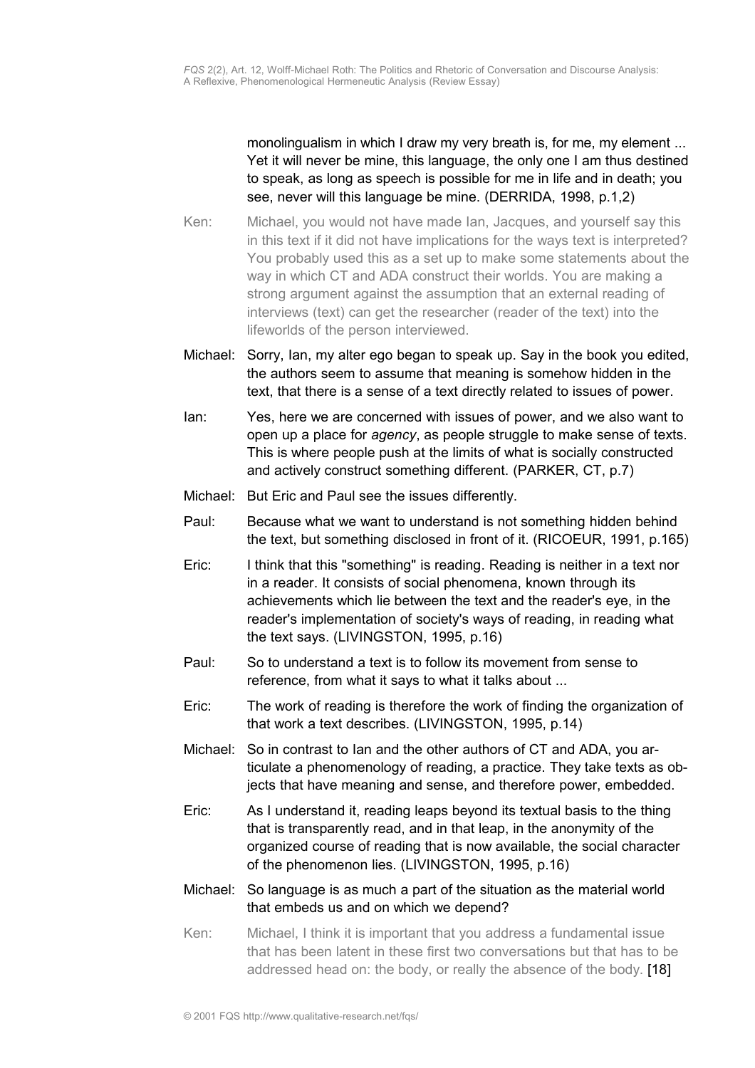> monolingualism in which I draw my very breath is, for me, my element ... Yet it will never be mine, this language, the only one I am thus destined to speak, as long as speech is possible for me in life and in death; you see, never will this language be mine. (DERRIDA, 1998, p.1,2)

Ken: Michael, you would not have made Ian, Jacques, and yourself say this in this text if it did not have implications for the ways text is interpreted? You probably used this as a set up to make some statements about the way in which CT and ADA construct their worlds. You are making a strong argument against the assumption that an external reading of interviews (text) can get the researcher (reader of the text) into the lifeworlds of the person interviewed.

Michael: Sorry, Ian, my alter ego began to speak up. Say in the book you edited, the authors seem to assume that meaning is somehow hidden in the text, that there is a sense of a text directly related to issues of power.

Ian: Yes, here we are concerned with issues of power, and we also want to open up a place for *agency*, as people struggle to make sense of texts. This is where people push at the limits of what is socially constructed and actively construct something different. (PARKER, CT, p.7)

Michael: But Eric and Paul see the issues differently.

Paul: Because what we want to understand is not something hidden behind the text, but something disclosed in front of it. (RICOEUR, 1991, p.165)

Eric: I think that this "something" is reading. Reading is neither in a text nor in a reader. It consists of social phenomena, known through its achievements which lie between the text and the reader's eye, in the reader's implementation of society's ways of reading, in reading what the text says. (LIVINGSTON, 1995, p.16)

Paul: So to understand a text is to follow its movement from sense to reference, from what it says to what it talks about ...

Eric: The work of reading is therefore the work of finding the organization of that work a text describes. (LIVINGSTON, 1995, p.14)

Michael: So in contrast to Ian and the other authors of CT and ADA, you articulate a phenomenology of reading, a practice. They take texts as objects that have meaning and sense, and therefore power, embedded.

Eric: As I understand it, reading leaps beyond its textual basis to the thing that is transparently read, and in that leap, in the anonymity of the organized course of reading that is now available, the social character of the phenomenon lies. (LIVINGSTON, 1995, p.16)

Michael: So language is as much a part of the situation as the material world that embeds us and on which we depend?

Ken: Michael, I think it is important that you address a fundamental issue that has been latent in these first two conversations but that has to be addressed head on: the body, or really the absence of the body. [18]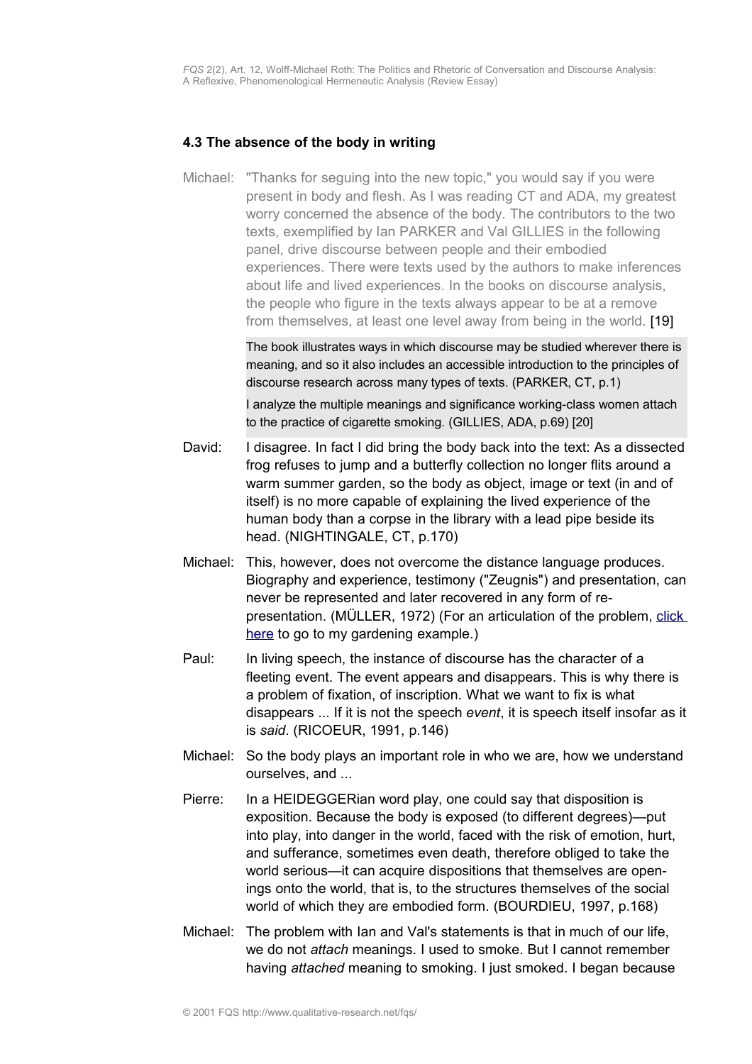### 4.3 The absence of the body in writing

Michael: "Thanks for seguing into the new topic," you would say if you were present in body and flesh. As I was reading CT and ADA, my greatest worry concerned the absence of the body. The contributors to the two texts, exemplified by Ian PARKER and Val GILLIES in the following panel, drive discourse between people and their embodied experiences. There were texts used by the authors to make inferences about life and lived experiences. In the books on discourse analysis, the people who figure in the texts always appear to be at a remove from themselves, at least one level away from being in the world. [19]

> The book illustrates ways in which discourse may be studied wherever there is meaning, and so it also includes an accessible introduction to the principles of discourse research across many types of texts. (PARKER, CT, p.1)
>
> I analyze the multiple meanings and significance working-class women attach to the practice of cigarette smoking. (GILLIES, ADA, p.69) [20]

David: I disagree. In fact I did bring the body back into the text: As a dissected frog refuses to jump and a butterfly collection no longer flits around a warm summer garden, so the body as object, image or text (in and of itself) is no more capable of explaining the lived experience of the human body than a corpse in the library with a lead pipe beside its head. (NIGHTINGALE, CT, p.170)

Michael: This, however, does not overcome the distance language produces. Biography and experience, testimony ("Zeugnis") and presentation, can never be represented and later recovered in any form of re-presentation. (MÜLLER, 1972) (For an articulation of the problem, click here to go to my gardening example.)

Paul: In living speech, the instance of discourse has the character of a fleeting event. The event appears and disappears. This is why there is a problem of fixation, of inscription. What we want to fix is what disappears ... If it is not the speech *event*, it is speech itself insofar as it is *said*. (RICOEUR, 1991, p.146)

Michael: So the body plays an important role in who we are, how we understand ourselves, and ...

Pierre: In a HEIDEGGERian word play, one could say that disposition is exposition. Because the body is exposed (to different degrees)—put into play, into danger in the world, faced with the risk of emotion, hurt, and sufferance, sometimes even death, therefore obliged to take the world serious—it can acquire dispositions that themselves are open-ings onto the world, that is, to the structures themselves of the social world of which they are embodied form. (BOURDIEU, 1997, p.168)

Michael: The problem with Ian and Val's statements is that in much of our life, we do not *attach* meanings. I used to smoke. But I cannot remember having *attached* meaning to smoking. I just smoked. I began because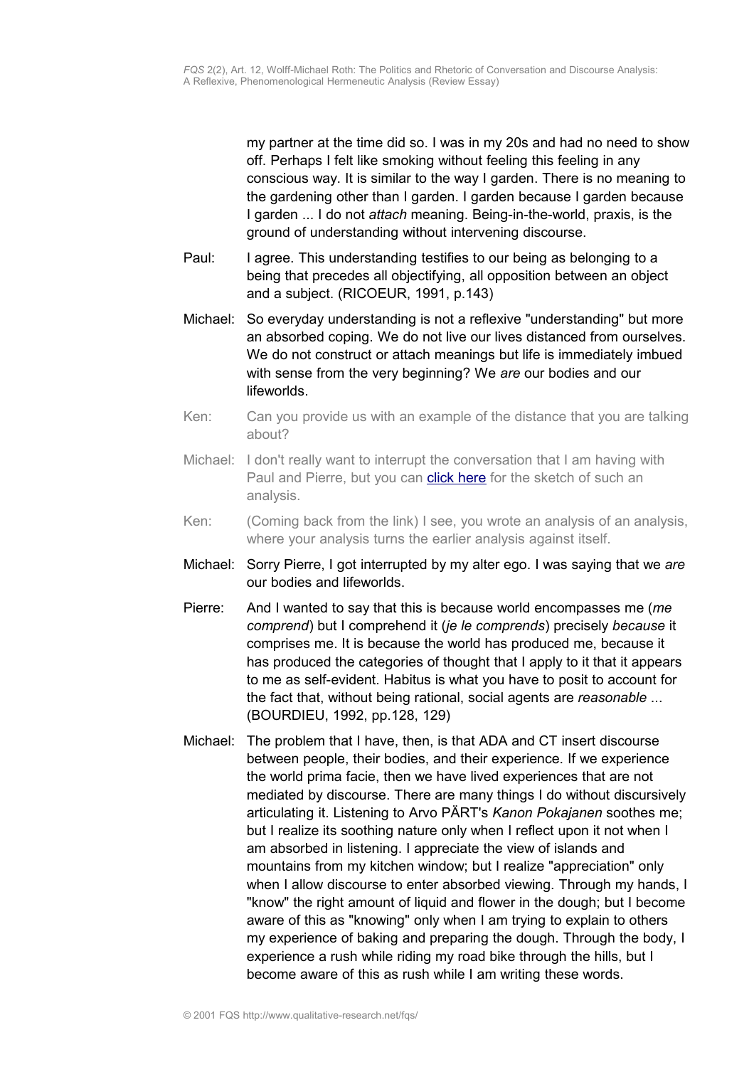my partner at the time did so. I was in my 20s and had no need to show off. Perhaps I felt like smoking without feeling this feeling in any conscious way. It is similar to the way I garden. There is no meaning to the gardening other than I garden. I garden because I garden because I garden ... I do not *attach* meaning. Being-in-the-world, praxis, is the ground of understanding without intervening discourse.

Paul: I agree. This understanding testifies to our being as belonging to a being that precedes all objectifying, all opposition between an object and a subject. (RICOEUR, 1991, p.143)

Michael: So everyday understanding is not a reflexive "understanding" but more an absorbed coping. We do not live our lives distanced from ourselves. We do not construct or attach meanings but life is immediately imbued with sense from the very beginning? We *are* our bodies and our lifeworlds.

Ken: Can you provide us with an example of the distance that you are talking about?

Michael: I don't really want to interrupt the conversation that I am having with Paul and Pierre, but you can click here for the sketch of such an analysis.

Ken: (Coming back from the link) I see, you wrote an analysis of an analysis, where your analysis turns the earlier analysis against itself.

Michael: Sorry Pierre, I got interrupted by my alter ego. I was saying that we *are* our bodies and lifeworlds.

Pierre: And I wanted to say that this is because world encompasses me (*me comprend*) but I comprehend it (*je le comprends*) precisely *because* it comprises me. It is because the world has produced me, because it has produced the categories of thought that I apply to it that it appears to me as self-evident. Habitus is what you have to posit to account for the fact that, without being rational, social agents are *reasonable* ... (BOURDIEU, 1992, pp.128, 129)

Michael: The problem that I have, then, is that ADA and CT insert discourse between people, their bodies, and their experience. If we experience the world prima facie, then we have lived experiences that are not mediated by discourse. There are many things I do without discursively articulating it. Listening to Arvo PÄRT's *Kanon Pokajanen* soothes me; but I realize its soothing nature only when I reflect upon it not when I am absorbed in listening. I appreciate the view of islands and mountains from my kitchen window; but I realize "appreciation" only when I allow discourse to enter absorbed viewing. Through my hands, I "know" the right amount of liquid and flower in the dough; but I become aware of this as "knowing" only when I am trying to explain to others my experience of baking and preparing the dough. Through the body, I experience a rush while riding my road bike through the hills, but I become aware of this as rush while I am writing these words.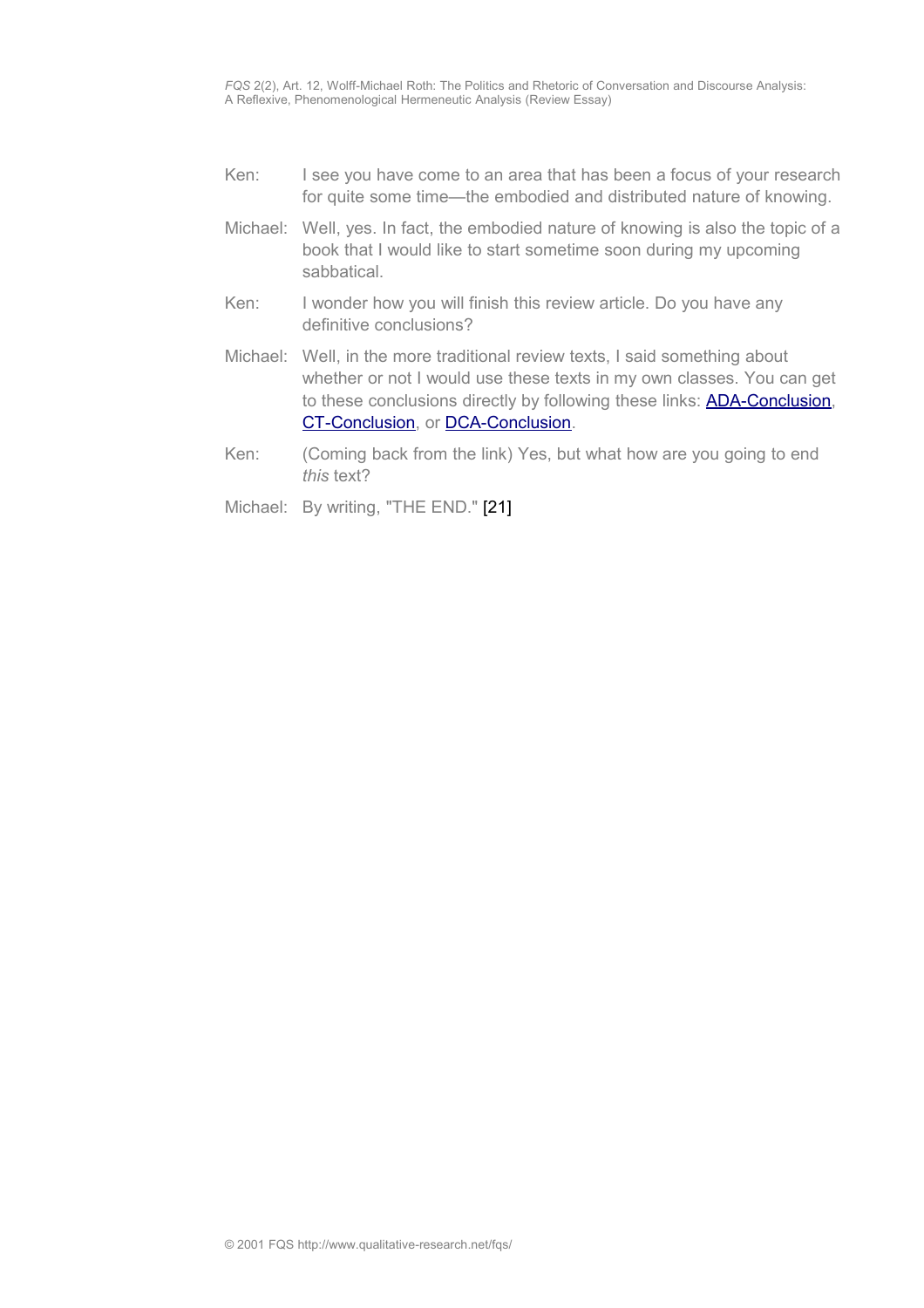Ken: I see you have come to an area that has been a focus of your research for quite some time—the embodied and distributed nature of knowing.

Michael: Well, yes. In fact, the embodied nature of knowing is also the topic of a book that I would like to start sometime soon during my upcoming sabbatical.

Ken: I wonder how you will finish this review article. Do you have any definitive conclusions?

Michael: Well, in the more traditional review texts, I said something about whether or not I would use these texts in my own classes. You can get to these conclusions directly by following these links: ADA-Conclusion, CT-Conclusion, or DCA-Conclusion.

Ken: (Coming back from the link) Yes, but what how are you going to end *this* text?

Michael: By writing, "THE END." [21]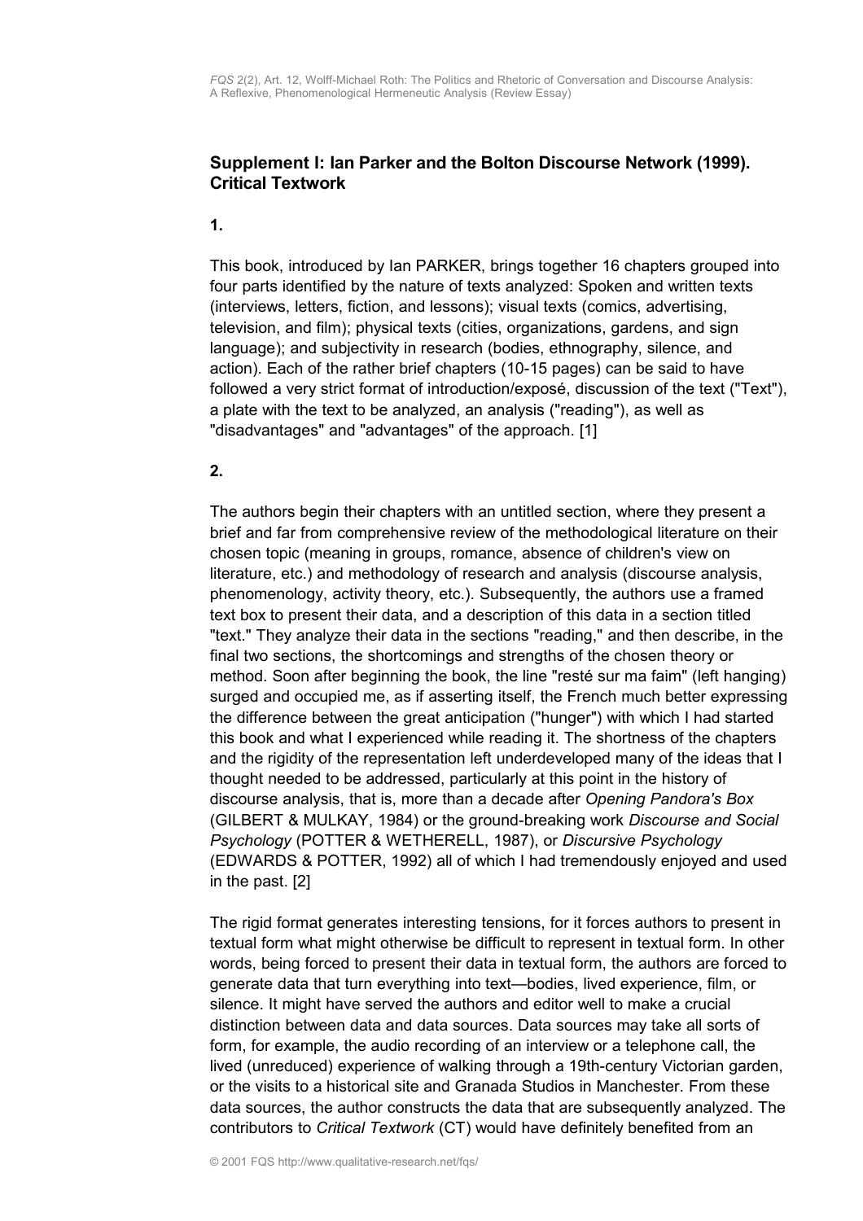### Supplement I: Ian Parker and the Bolton Discourse Network (1999). Critical Textwork

**1.**

This book, introduced by Ian PARKER, brings together 16 chapters grouped into four parts identified by the nature of texts analyzed: Spoken and written texts (interviews, letters, fiction, and lessons); visual texts (comics, advertising, television, and film); physical texts (cities, organizations, gardens, and sign language); and subjectivity in research (bodies, ethnography, silence, and action). Each of the rather brief chapters (10-15 pages) can be said to have followed a very strict format of introduction/exposé, discussion of the text ("Text"), a plate with the text to be analyzed, an analysis ("reading"), as well as "disadvantages" and "advantages" of the approach. [1]

**2.**

The authors begin their chapters with an untitled section, where they present a brief and far from comprehensive review of the methodological literature on their chosen topic (meaning in groups, romance, absence of children's view on literature, etc.) and methodology of research and analysis (discourse analysis, phenomenology, activity theory, etc.). Subsequently, the authors use a framed text box to present their data, and a description of this data in a section titled "text." They analyze their data in the sections "reading," and then describe, in the final two sections, the shortcomings and strengths of the chosen theory or method. Soon after beginning the book, the line "resté sur ma faim" (left hanging) surged and occupied me, as if asserting itself, the French much better expressing the difference between the great anticipation ("hunger") with which I had started this book and what I experienced while reading it. The shortness of the chapters and the rigidity of the representation left underdeveloped many of the ideas that I thought needed to be addressed, particularly at this point in the history of discourse analysis, that is, more than a decade after *Opening Pandora's Box* (GILBERT & MULKAY, 1984) or the ground-breaking work *Discourse and Social Psychology* (POTTER & WETHERELL, 1987), or *Discursive Psychology* (EDWARDS & POTTER, 1992) all of which I had tremendously enjoyed and used in the past. [2]

The rigid format generates interesting tensions, for it forces authors to present in textual form what might otherwise be difficult to represent in textual form. In other words, being forced to present their data in textual form, the authors are forced to generate data that turn everything into text—bodies, lived experience, film, or silence. It might have served the authors and editor well to make a crucial distinction between data and data sources. Data sources may take all sorts of form, for example, the audio recording of an interview or a telephone call, the lived (unreduced) experience of walking through a 19th-century Victorian garden, or the visits to a historical site and Granada Studios in Manchester. From these data sources, the author constructs the data that are subsequently analyzed. The contributors to *Critical Textwork* (CT) would have definitely benefited from an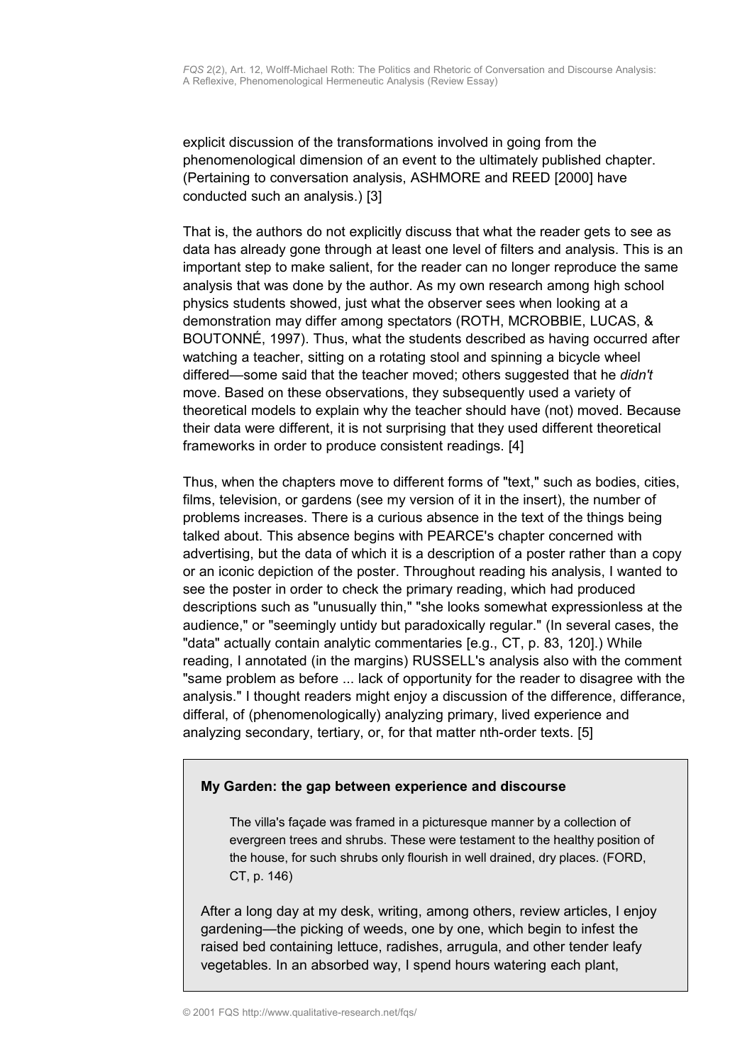explicit discussion of the transformations involved in going from the phenomenological dimension of an event to the ultimately published chapter. (Pertaining to conversation analysis, ASHMORE and REED [2000] have conducted such an analysis.) [3]

That is, the authors do not explicitly discuss that what the reader gets to see as data has already gone through at least one level of filters and analysis. This is an important step to make salient, for the reader can no longer reproduce the same analysis that was done by the author. As my own research among high school physics students showed, just what the observer sees when looking at a demonstration may differ among spectators (ROTH, MCROBBIE, LUCAS, & BOUTONNÉ, 1997). Thus, what the students described as having occurred after watching a teacher, sitting on a rotating stool and spinning a bicycle wheel differed—some said that the teacher moved; others suggested that he *didn't* move. Based on these observations, they subsequently used a variety of theoretical models to explain why the teacher should have (not) moved. Because their data were different, it is not surprising that they used different theoretical frameworks in order to produce consistent readings. [4]

Thus, when the chapters move to different forms of "text," such as bodies, cities, films, television, or gardens (see my version of it in the insert), the number of problems increases. There is a curious absence in the text of the things being talked about. This absence begins with PEARCE's chapter concerned with advertising, but the data of which it is a description of a poster rather than a copy or an iconic depiction of the poster. Throughout reading his analysis, I wanted to see the poster in order to check the primary reading, which had produced descriptions such as "unusually thin," "she looks somewhat expressionless at the audience," or "seemingly untidy but paradoxically regular." (In several cases, the "data" actually contain analytic commentaries [e.g., CT, p. 83, 120].) While reading, I annotated (in the margins) RUSSELL's analysis also with the comment "same problem as before ... lack of opportunity for the reader to disagree with the analysis." I thought readers might enjoy a discussion of the difference, differance, differal, of (phenomenologically) analyzing primary, lived experience and analyzing secondary, tertiary, or, for that matter nth-order texts. [5]

**My Garden: the gap between experience and discourse**

> The villa's façade was framed in a picturesque manner by a collection of evergreen trees and shrubs. These were testament to the healthy position of the house, for such shrubs only flourish in well drained, dry places. (FORD, CT, p. 146)

After a long day at my desk, writing, among others, review articles, I enjoy gardening—the picking of weeds, one by one, which begin to infest the raised bed containing lettuce, radishes, arrugula, and other tender leafy vegetables. In an absorbed way, I spend hours watering each plant,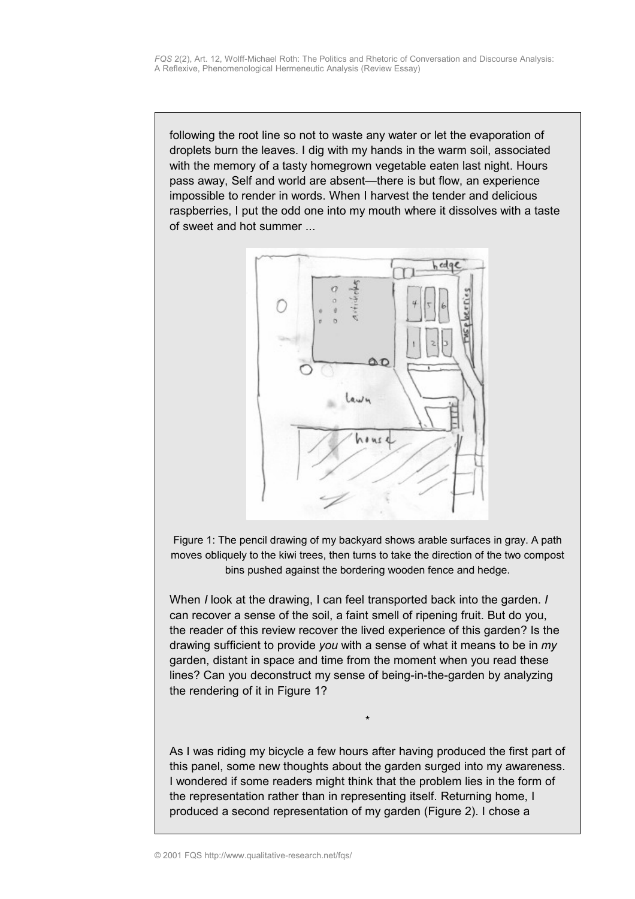following the root line so not to waste any water or let the evaporation of droplets burn the leaves. I dig with my hands in the warm soil, associated with the memory of a tasty homegrown vegetable eaten last night. Hours pass away, Self and world are absent—there is but flow, an experience impossible to render in words. When I harvest the tender and delicious raspberries, I put the odd one into my mouth where it dissolves with a taste of sweet and hot summer ...

Figure 1: The pencil drawing of my backyard shows arable surfaces in gray. A path moves obliquely to the kiwi trees, then turns to take the direction of the two compost bins pushed against the bordering wooden fence and hedge.

When *I* look at the drawing, I can feel transported back into the garden. *I* can recover a sense of the soil, a faint smell of ripening fruit. But do you, the reader of this review recover the lived experience of this garden? Is the drawing sufficient to provide *you* with a sense of what it means to be in *my* garden, distant in space and time from the moment when you read these lines? Can you deconstruct my sense of being-in-the-garden by analyzing the rendering of it in Figure 1?

*

As I was riding my bicycle a few hours after having produced the first part of this panel, some new thoughts about the garden surged into my awareness. I wondered if some readers might think that the problem lies in the form of the representation rather than in representing itself. Returning home, I produced a second representation of my garden (Figure 2). I chose a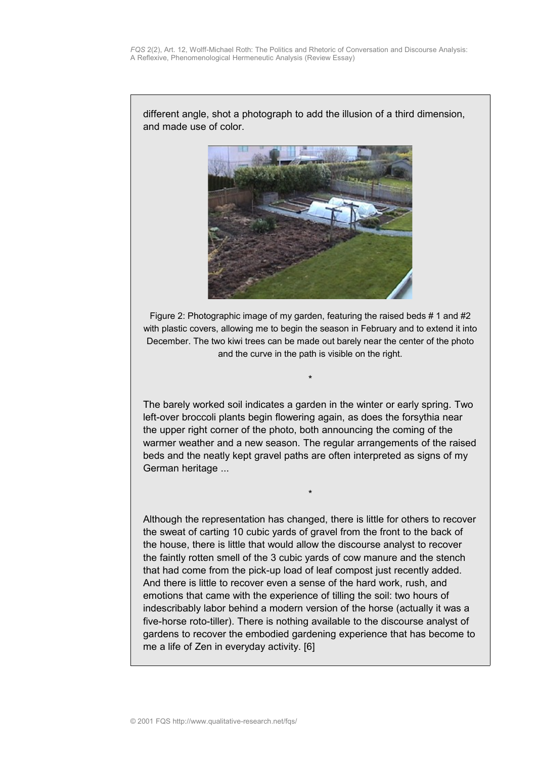different angle, shot a photograph to add the illusion of a third dimension, and made use of color.

Figure 2: Photographic image of my garden, featuring the raised beds # 1 and #2 with plastic covers, allowing me to begin the season in February and to extend it into December. The two kiwi trees can be made out barely near the center of the photo and the curve in the path is visible on the right.

*

The barely worked soil indicates a garden in the winter or early spring. Two left-over broccoli plants begin flowering again, as does the forsythia near the upper right corner of the photo, both announcing the coming of the warmer weather and a new season. The regular arrangements of the raised beds and the neatly kept gravel paths are often interpreted as signs of my German heritage ...

*

Although the representation has changed, there is little for others to recover the sweat of carting 10 cubic yards of gravel from the front to the back of the house, there is little that would allow the discourse analyst to recover the faintly rotten smell of the 3 cubic yards of cow manure and the stench that had come from the pick-up load of leaf compost just recently added. And there is little to recover even a sense of the hard work, rush, and emotions that came with the experience of tilling the soil: two hours of indescribably labor behind a modern version of the horse (actually it was a five-horse roto-tiller). There is nothing available to the discourse analyst of gardens to recover the embodied gardening experience that has become to me a life of Zen in everyday activity. [6]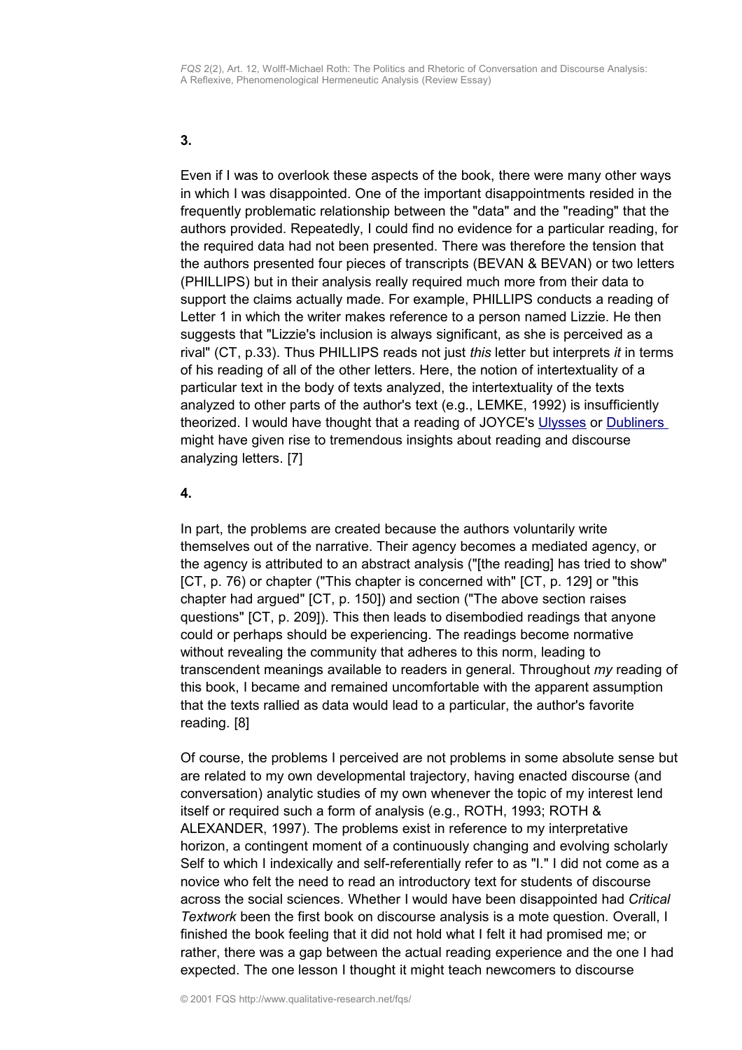**3.**

Even if I was to overlook these aspects of the book, there were many other ways in which I was disappointed. One of the important disappointments resided in the frequently problematic relationship between the "data" and the "reading" that the authors provided. Repeatedly, I could find no evidence for a particular reading, for the required data had not been presented. There was therefore the tension that the authors presented four pieces of transcripts (BEVAN & BEVAN) or two letters (PHILLIPS) but in their analysis really required much more from their data to support the claims actually made. For example, PHILLIPS conducts a reading of Letter 1 in which the writer makes reference to a person named Lizzie. He then suggests that "Lizzie's inclusion is always significant, as she is perceived as a rival" (CT, p.33). Thus PHILLIPS reads not just *this* letter but interprets *it* in terms of his reading of all of the other letters. Here, the notion of intertextuality of a particular text in the body of texts analyzed, the intertextuality of the texts analyzed to other parts of the author's text (e.g., LEMKE, 1992) is insufficiently theorized. I would have thought that a reading of JOYCE's Ulysses or Dubliners might have given rise to tremendous insights about reading and discourse analyzing letters. [7]

**4.**

In part, the problems are created because the authors voluntarily write themselves out of the narrative. Their agency becomes a mediated agency, or the agency is attributed to an abstract analysis ("[the reading] has tried to show" [CT, p. 76) or chapter ("This chapter is concerned with" [CT, p. 129] or "this chapter had argued" [CT, p. 150]) and section ("The above section raises questions" [CT, p. 209]). This then leads to disembodied readings that anyone could or perhaps should be experiencing. The readings become normative without revealing the community that adheres to this norm, leading to transcendent meanings available to readers in general. Throughout *my* reading of this book, I became and remained uncomfortable with the apparent assumption that the texts rallied as data would lead to a particular, the author's favorite reading. [8]

Of course, the problems I perceived are not problems in some absolute sense but are related to my own developmental trajectory, having enacted discourse (and conversation) analytic studies of my own whenever the topic of my interest lend itself or required such a form of analysis (e.g., ROTH, 1993; ROTH & ALEXANDER, 1997). The problems exist in reference to my interpretative horizon, a contingent moment of a continuously changing and evolving scholarly Self to which I indexically and self-referentially refer to as "I." I did not come as a novice who felt the need to read an introductory text for students of discourse across the social sciences. Whether I would have been disappointed had *Critical Textwork* been the first book on discourse analysis is a mote question. Overall, I finished the book feeling that it did not hold what I felt it had promised me; or rather, there was a gap between the actual reading experience and the one I had expected. The one lesson I thought it might teach newcomers to discourse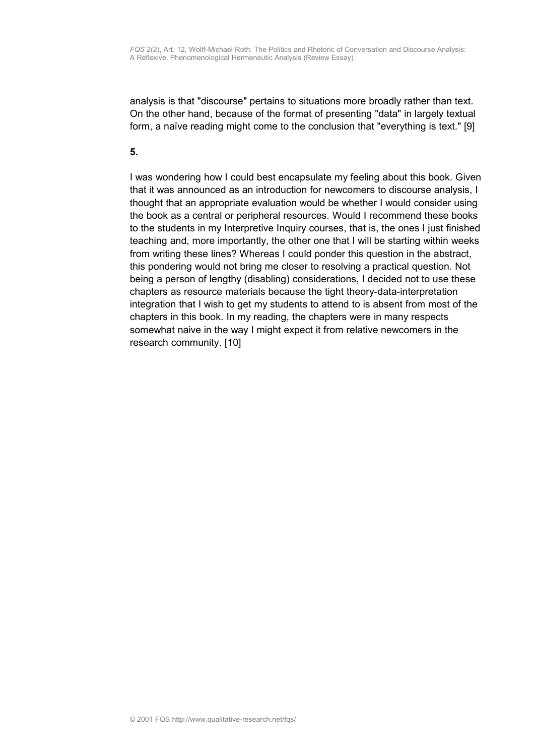analysis is that "discourse" pertains to situations more broadly rather than text. On the other hand, because of the format of presenting "data" in largely textual form, a naïve reading might come to the conclusion that "everything is text." [9]

**5.**

I was wondering how I could best encapsulate my feeling about this book. Given that it was announced as an introduction for newcomers to discourse analysis, I thought that an appropriate evaluation would be whether I would consider using the book as a central or peripheral resources. Would I recommend these books to the students in my Interpretive Inquiry courses, that is, the ones I just finished teaching and, more importantly, the other one that I will be starting within weeks from writing these lines? Whereas I could ponder this question in the abstract, this pondering would not bring me closer to resolving a practical question. Not being a person of lengthy (disabling) considerations, I decided not to use these chapters as resource materials because the tight theory-data-interpretation integration that I wish to get my students to attend to is absent from most of the chapters in this book. In my reading, the chapters were in many respects somewhat naive in the way I might expect it from relative newcomers in the research community. [10]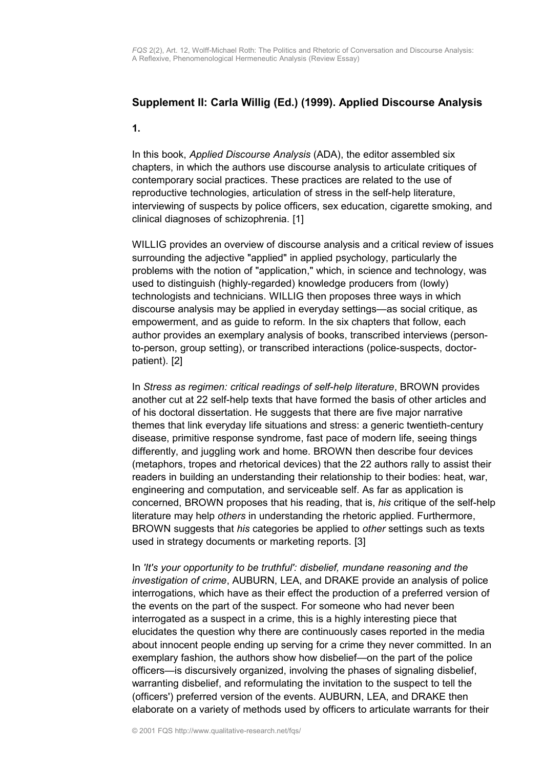## Supplement II: Carla Willig (Ed.) (1999). Applied Discourse Analysis

**1.**

In this book, *Applied Discourse Analysis* (ADA), the editor assembled six chapters, in which the authors use discourse analysis to articulate critiques of contemporary social practices. These practices are related to the use of reproductive technologies, articulation of stress in the self-help literature, interviewing of suspects by police officers, sex education, cigarette smoking, and clinical diagnoses of schizophrenia. [1]

WILLIG provides an overview of discourse analysis and a critical review of issues surrounding the adjective "applied" in applied psychology, particularly the problems with the notion of "application," which, in science and technology, was used to distinguish (highly-regarded) knowledge producers from (lowly) technologists and technicians. WILLIG then proposes three ways in which discourse analysis may be applied in everyday settings—as social critique, as empowerment, and as guide to reform. In the six chapters that follow, each author provides an exemplary analysis of books, transcribed interviews (person-to-person, group setting), or transcribed interactions (police-suspects, doctor-patient). [2]

In *Stress as regimen: critical readings of self-help literature*, BROWN provides another cut at 22 self-help texts that have formed the basis of other articles and of his doctoral dissertation. He suggests that there are five major narrative themes that link everyday life situations and stress: a generic twentieth-century disease, primitive response syndrome, fast pace of modern life, seeing things differently, and juggling work and home. BROWN then describe four devices (metaphors, tropes and rhetorical devices) that the 22 authors rally to assist their readers in building an understanding their relationship to their bodies: heat, war, engineering and computation, and serviceable self. As far as application is concerned, BROWN proposes that his reading, that is, *his* critique of the self-help literature may help *others* in understanding the rhetoric applied. Furthermore, BROWN suggests that *his* categories be applied to *other* settings such as texts used in strategy documents or marketing reports. [3]

In *'It's your opportunity to be truthful': disbelief, mundane reasoning and the investigation of crime*, AUBURN, LEA, and DRAKE provide an analysis of police interrogations, which have as their effect the production of a preferred version of the events on the part of the suspect. For someone who had never been interrogated as a suspect in a crime, this is a highly interesting piece that elucidates the question why there are continuously cases reported in the media about innocent people ending up serving for a crime they never committed. In an exemplary fashion, the authors show how disbelief—on the part of the police officers—is discursively organized, involving the phases of signaling disbelief, warranting disbelief, and reformulating the invitation to the suspect to tell the (officers') preferred version of the events. AUBURN, LEA, and DRAKE then elaborate on a variety of methods used by officers to articulate warrants for their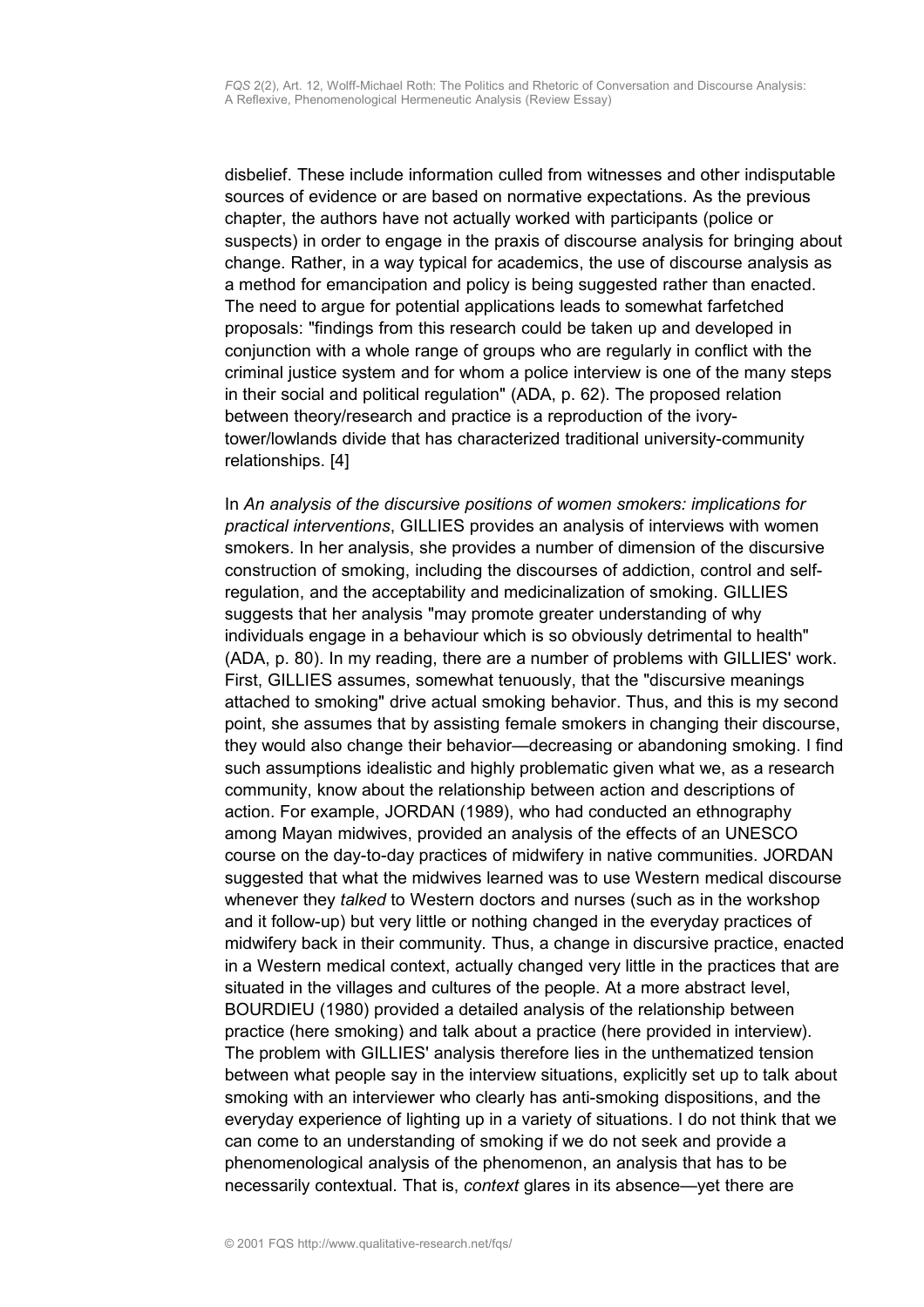disbelief. These include information culled from witnesses and other indisputable sources of evidence or are based on normative expectations. As the previous chapter, the authors have not actually worked with participants (police or suspects) in order to engage in the praxis of discourse analysis for bringing about change. Rather, in a way typical for academics, the use of discourse analysis as a method for emancipation and policy is being suggested rather than enacted. The need to argue for potential applications leads to somewhat farfetched proposals: "findings from this research could be taken up and developed in conjunction with a whole range of groups who are regularly in conflict with the criminal justice system and for whom a police interview is one of the many steps in their social and political regulation" (ADA, p. 62). The proposed relation between theory/research and practice is a reproduction of the ivory-tower/lowlands divide that has characterized traditional university-community relationships. [4]

In *An analysis of the discursive positions of women smokers: implications for practical interventions*, GILLIES provides an analysis of interviews with women smokers. In her analysis, she provides a number of dimension of the discursive construction of smoking, including the discourses of addiction, control and self-regulation, and the acceptability and medicinalization of smoking. GILLIES suggests that her analysis "may promote greater understanding of why individuals engage in a behaviour which is so obviously detrimental to health" (ADA, p. 80). In my reading, there are a number of problems with GILLIES' work. First, GILLIES assumes, somewhat tenuously, that the "discursive meanings attached to smoking" drive actual smoking behavior. Thus, and this is my second point, she assumes that by assisting female smokers in changing their discourse, they would also change their behavior—decreasing or abandoning smoking. I find such assumptions idealistic and highly problematic given what we, as a research community, know about the relationship between action and descriptions of action. For example, JORDAN (1989), who had conducted an ethnography among Mayan midwives, provided an analysis of the effects of an UNESCO course on the day-to-day practices of midwifery in native communities. JORDAN suggested that what the midwives learned was to use Western medical discourse whenever they *talked* to Western doctors and nurses (such as in the workshop and it follow-up) but very little or nothing changed in the everyday practices of midwifery back in their community. Thus, a change in discursive practice, enacted in a Western medical context, actually changed very little in the practices that are situated in the villages and cultures of the people. At a more abstract level, BOURDIEU (1980) provided a detailed analysis of the relationship between practice (here smoking) and talk about a practice (here provided in interview). The problem with GILLIES' analysis therefore lies in the unthematized tension between what people say in the interview situations, explicitly set up to talk about smoking with an interviewer who clearly has anti-smoking dispositions, and the everyday experience of lighting up in a variety of situations. I do not think that we can come to an understanding of smoking if we do not seek and provide a phenomenological analysis of the phenomenon, an analysis that has to be necessarily contextual. That is, *context* glares in its absence—yet there are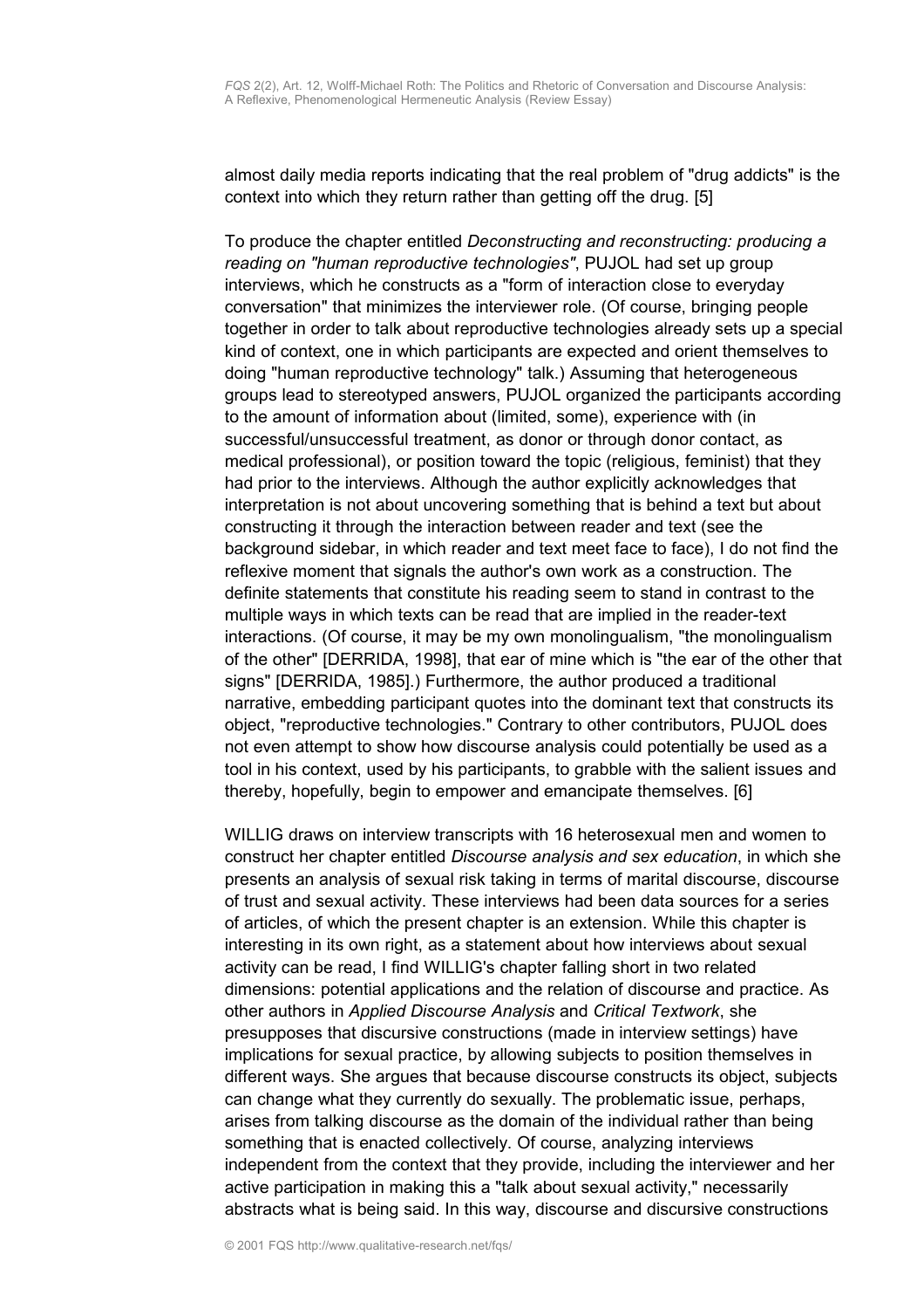almost daily media reports indicating that the real problem of "drug addicts" is the context into which they return rather than getting off the drug. [5]

To produce the chapter entitled *Deconstructing and reconstructing: producing a reading on "human reproductive technologies"*, PUJOL had set up group interviews, which he constructs as a "form of interaction close to everyday conversation" that minimizes the interviewer role. (Of course, bringing people together in order to talk about reproductive technologies already sets up a special kind of context, one in which participants are expected and orient themselves to doing "human reproductive technology" talk.) Assuming that heterogeneous groups lead to stereotyped answers, PUJOL organized the participants according to the amount of information about (limited, some), experience with (in successful/unsuccessful treatment, as donor or through donor contact, as medical professional), or position toward the topic (religious, feminist) that they had prior to the interviews. Although the author explicitly acknowledges that interpretation is not about uncovering something that is behind a text but about constructing it through the interaction between reader and text (see the background sidebar, in which reader and text meet face to face), I do not find the reflexive moment that signals the author's own work as a construction. The definite statements that constitute his reading seem to stand in contrast to the multiple ways in which texts can be read that are implied in the reader-text interactions. (Of course, it may be my own monolingualism, "the monolingualism of the other" [DERRIDA, 1998], that ear of mine which is "the ear of the other that signs" [DERRIDA, 1985].) Furthermore, the author produced a traditional narrative, embedding participant quotes into the dominant text that constructs its object, "reproductive technologies." Contrary to other contributors, PUJOL does not even attempt to show how discourse analysis could potentially be used as a tool in his context, used by his participants, to grabble with the salient issues and thereby, hopefully, begin to empower and emancipate themselves. [6]

WILLIG draws on interview transcripts with 16 heterosexual men and women to construct her chapter entitled *Discourse analysis and sex education*, in which she presents an analysis of sexual risk taking in terms of marital discourse, discourse of trust and sexual activity. These interviews had been data sources for a series of articles, of which the present chapter is an extension. While this chapter is interesting in its own right, as a statement about how interviews about sexual activity can be read, I find WILLIG's chapter falling short in two related dimensions: potential applications and the relation of discourse and practice. As other authors in *Applied Discourse Analysis* and *Critical Textwork*, she presupposes that discursive constructions (made in interview settings) have implications for sexual practice, by allowing subjects to position themselves in different ways. She argues that because discourse constructs its object, subjects can change what they currently do sexually. The problematic issue, perhaps, arises from talking discourse as the domain of the individual rather than being something that is enacted collectively. Of course, analyzing interviews independent from the context that they provide, including the interviewer and her active participation in making this a "talk about sexual activity," necessarily abstracts what is being said. In this way, discourse and discursive constructions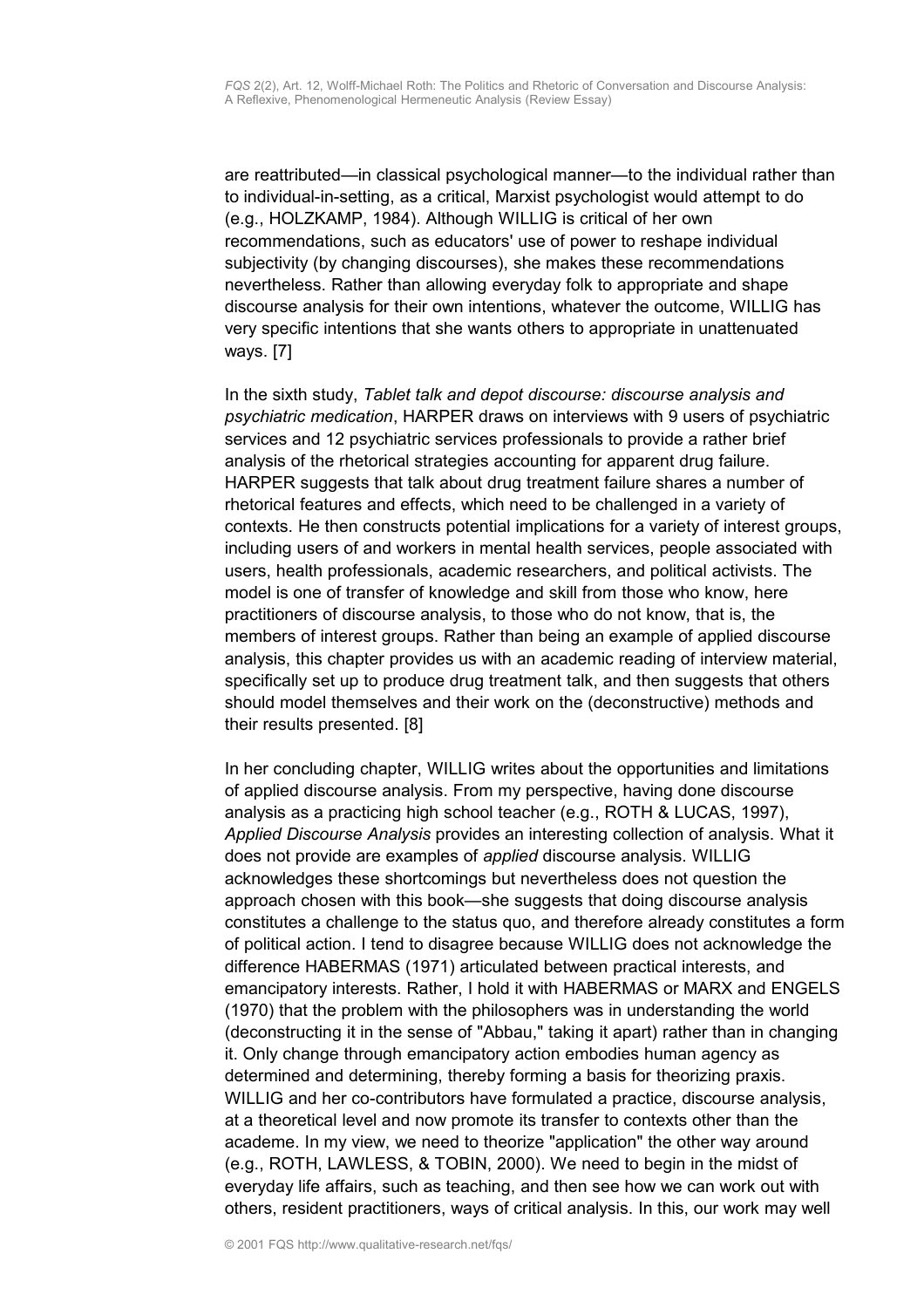are reattributed—in classical psychological manner—to the individual rather than to individual-in-setting, as a critical, Marxist psychologist would attempt to do (e.g., HOLZKAMP, 1984). Although WILLIG is critical of her own recommendations, such as educators' use of power to reshape individual subjectivity (by changing discourses), she makes these recommendations nevertheless. Rather than allowing everyday folk to appropriate and shape discourse analysis for their own intentions, whatever the outcome, WILLIG has very specific intentions that she wants others to appropriate in unattenuated ways. [7]

In the sixth study, *Tablet talk and depot discourse: discourse analysis and psychiatric medication*, HARPER draws on interviews with 9 users of psychiatric services and 12 psychiatric services professionals to provide a rather brief analysis of the rhetorical strategies accounting for apparent drug failure. HARPER suggests that talk about drug treatment failure shares a number of rhetorical features and effects, which need to be challenged in a variety of contexts. He then constructs potential implications for a variety of interest groups, including users of and workers in mental health services, people associated with users, health professionals, academic researchers, and political activists. The model is one of transfer of knowledge and skill from those who know, here practitioners of discourse analysis, to those who do not know, that is, the members of interest groups. Rather than being an example of applied discourse analysis, this chapter provides us with an academic reading of interview material, specifically set up to produce drug treatment talk, and then suggests that others should model themselves and their work on the (deconstructive) methods and their results presented. [8]

In her concluding chapter, WILLIG writes about the opportunities and limitations of applied discourse analysis. From my perspective, having done discourse analysis as a practicing high school teacher (e.g., ROTH & LUCAS, 1997), *Applied Discourse Analysis* provides an interesting collection of analysis. What it does not provide are examples of *applied* discourse analysis. WILLIG acknowledges these shortcomings but nevertheless does not question the approach chosen with this book—she suggests that doing discourse analysis constitutes a challenge to the status quo, and therefore already constitutes a form of political action. I tend to disagree because WILLIG does not acknowledge the difference HABERMAS (1971) articulated between practical interests, and emancipatory interests. Rather, I hold it with HABERMAS or MARX and ENGELS (1970) that the problem with the philosophers was in understanding the world (deconstructing it in the sense of "Abbau," taking it apart) rather than in changing it. Only change through emancipatory action embodies human agency as determined and determining, thereby forming a basis for theorizing praxis. WILLIG and her co-contributors have formulated a practice, discourse analysis, at a theoretical level and now promote its transfer to contexts other than the academe. In my view, we need to theorize "application" the other way around (e.g., ROTH, LAWLESS, & TOBIN, 2000). We need to begin in the midst of everyday life affairs, such as teaching, and then see how we can work out with others, resident practitioners, ways of critical analysis. In this, our work may well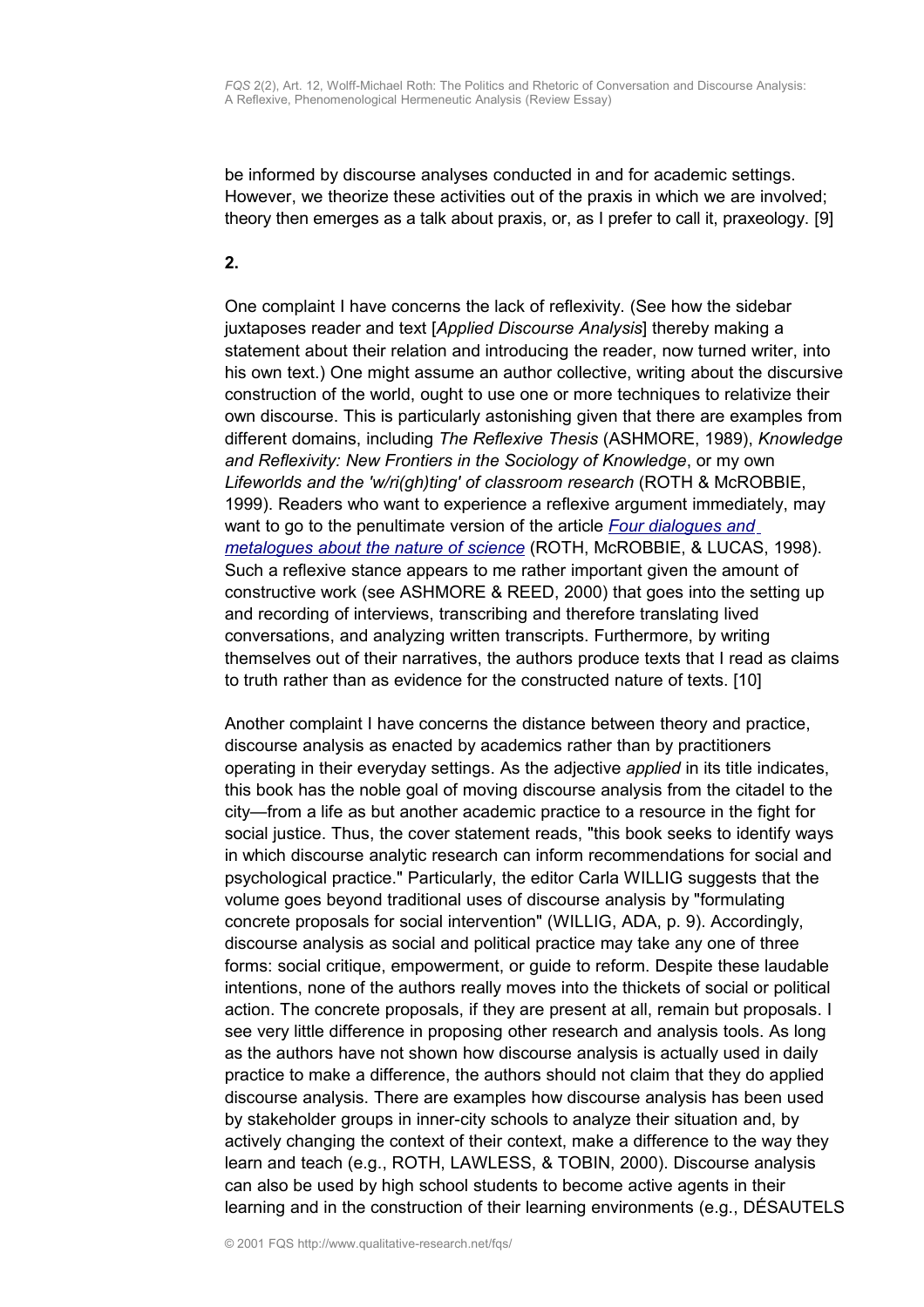be informed by discourse analyses conducted in and for academic settings. However, we theorize these activities out of the praxis in which we are involved; theory then emerges as a talk about praxis, or, as I prefer to call it, praxeology. [9]

**2.**

One complaint I have concerns the lack of reflexivity. (See how the sidebar juxtaposes reader and text [*Applied Discourse Analysis*] thereby making a statement about their relation and introducing the reader, now turned writer, into his own text.) One might assume an author collective, writing about the discursive construction of the world, ought to use one or more techniques to relativize their own discourse. This is particularly astonishing given that there are examples from different domains, including *The Reflexive Thesis* (ASHMORE, 1989), *Knowledge and Reflexivity: New Frontiers in the Sociology of Knowledge*, or my own *Lifeworlds and the 'w/ri(gh)ting' of classroom research* (ROTH & McROBBIE, 1999). Readers who want to experience a reflexive argument immediately, may want to go to the penultimate version of the article *Four dialogues and metalogues about the nature of science* (ROTH, McROBBIE, & LUCAS, 1998). Such a reflexive stance appears to me rather important given the amount of constructive work (see ASHMORE & REED, 2000) that goes into the setting up and recording of interviews, transcribing and therefore translating lived conversations, and analyzing written transcripts. Furthermore, by writing themselves out of their narratives, the authors produce texts that I read as claims to truth rather than as evidence for the constructed nature of texts. [10]

Another complaint I have concerns the distance between theory and practice, discourse analysis as enacted by academics rather than by practitioners operating in their everyday settings. As the adjective *applied* in its title indicates, this book has the noble goal of moving discourse analysis from the citadel to the city—from a life as but another academic practice to a resource in the fight for social justice. Thus, the cover statement reads, "this book seeks to identify ways in which discourse analytic research can inform recommendations for social and psychological practice." Particularly, the editor Carla WILLIG suggests that the volume goes beyond traditional uses of discourse analysis by "formulating concrete proposals for social intervention" (WILLIG, ADA, p. 9). Accordingly, discourse analysis as social and political practice may take any one of three forms: social critique, empowerment, or guide to reform. Despite these laudable intentions, none of the authors really moves into the thickets of social or political action. The concrete proposals, if they are present at all, remain but proposals. I see very little difference in proposing other research and analysis tools. As long as the authors have not shown how discourse analysis is actually used in daily practice to make a difference, the authors should not claim that they do applied discourse analysis. There are examples how discourse analysis has been used by stakeholder groups in inner-city schools to analyze their situation and, by actively changing the context of their context, make a difference to the way they learn and teach (e.g., ROTH, LAWLESS, & TOBIN, 2000). Discourse analysis can also be used by high school students to become active agents in their learning and in the construction of their learning environments (e.g., DÉSAUTELS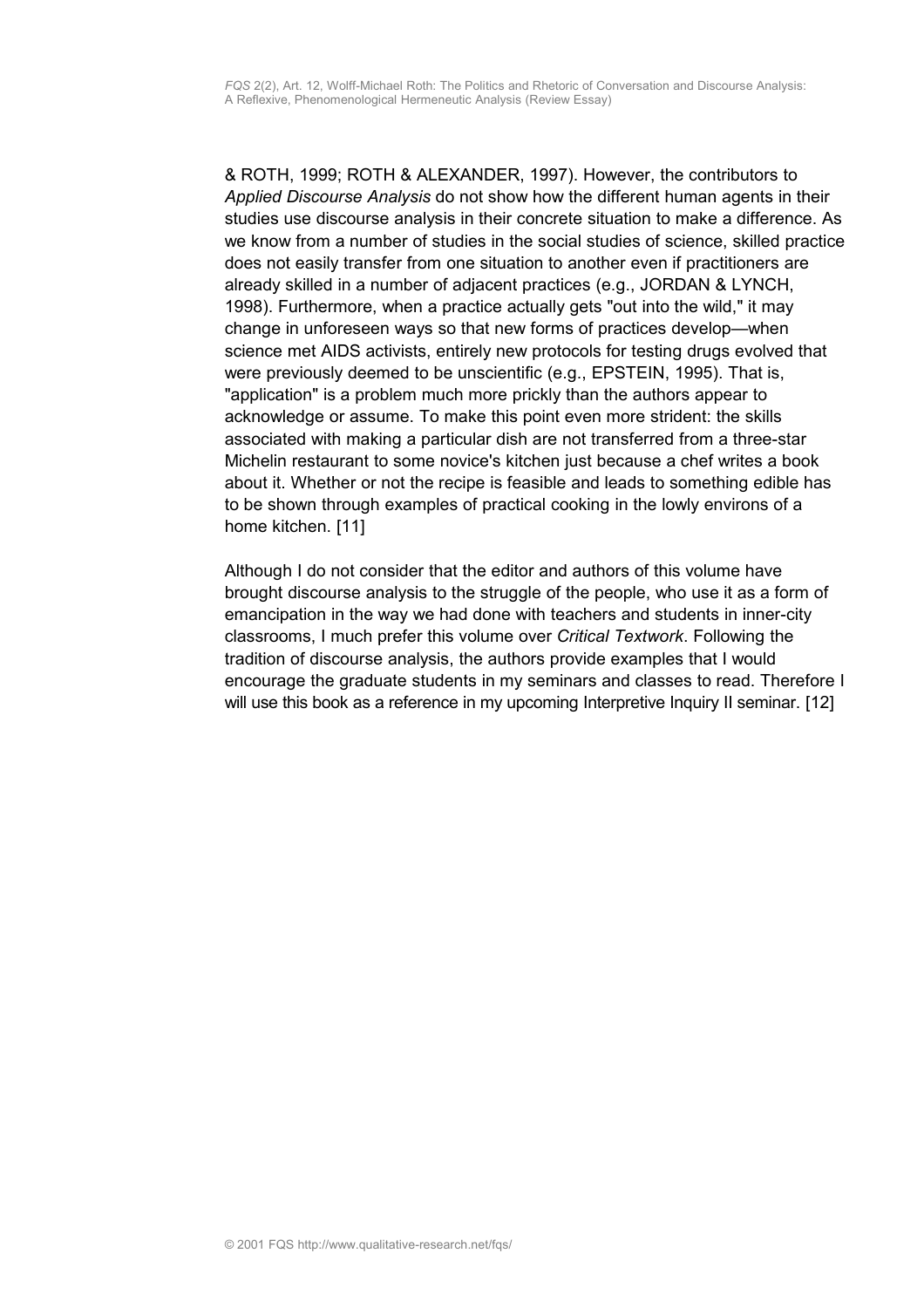& ROTH, 1999; ROTH & ALEXANDER, 1997). However, the contributors to *Applied Discourse Analysis* do not show how the different human agents in their studies use discourse analysis in their concrete situation to make a difference. As we know from a number of studies in the social studies of science, skilled practice does not easily transfer from one situation to another even if practitioners are already skilled in a number of adjacent practices (e.g., JORDAN & LYNCH, 1998). Furthermore, when a practice actually gets "out into the wild," it may change in unforeseen ways so that new forms of practices develop—when science met AIDS activists, entirely new protocols for testing drugs evolved that were previously deemed to be unscientific (e.g., EPSTEIN, 1995). That is, "application" is a problem much more prickly than the authors appear to acknowledge or assume. To make this point even more strident: the skills associated with making a particular dish are not transferred from a three-star Michelin restaurant to some novice's kitchen just because a chef writes a book about it. Whether or not the recipe is feasible and leads to something edible has to be shown through examples of practical cooking in the lowly environs of a home kitchen. [11]

Although I do not consider that the editor and authors of this volume have brought discourse analysis to the struggle of the people, who use it as a form of emancipation in the way we had done with teachers and students in inner-city classrooms, I much prefer this volume over *Critical Textwork*. Following the tradition of discourse analysis, the authors provide examples that I would encourage the graduate students in my seminars and classes to read. Therefore I will use this book as a reference in my upcoming Interpretive Inquiry II seminar. [12]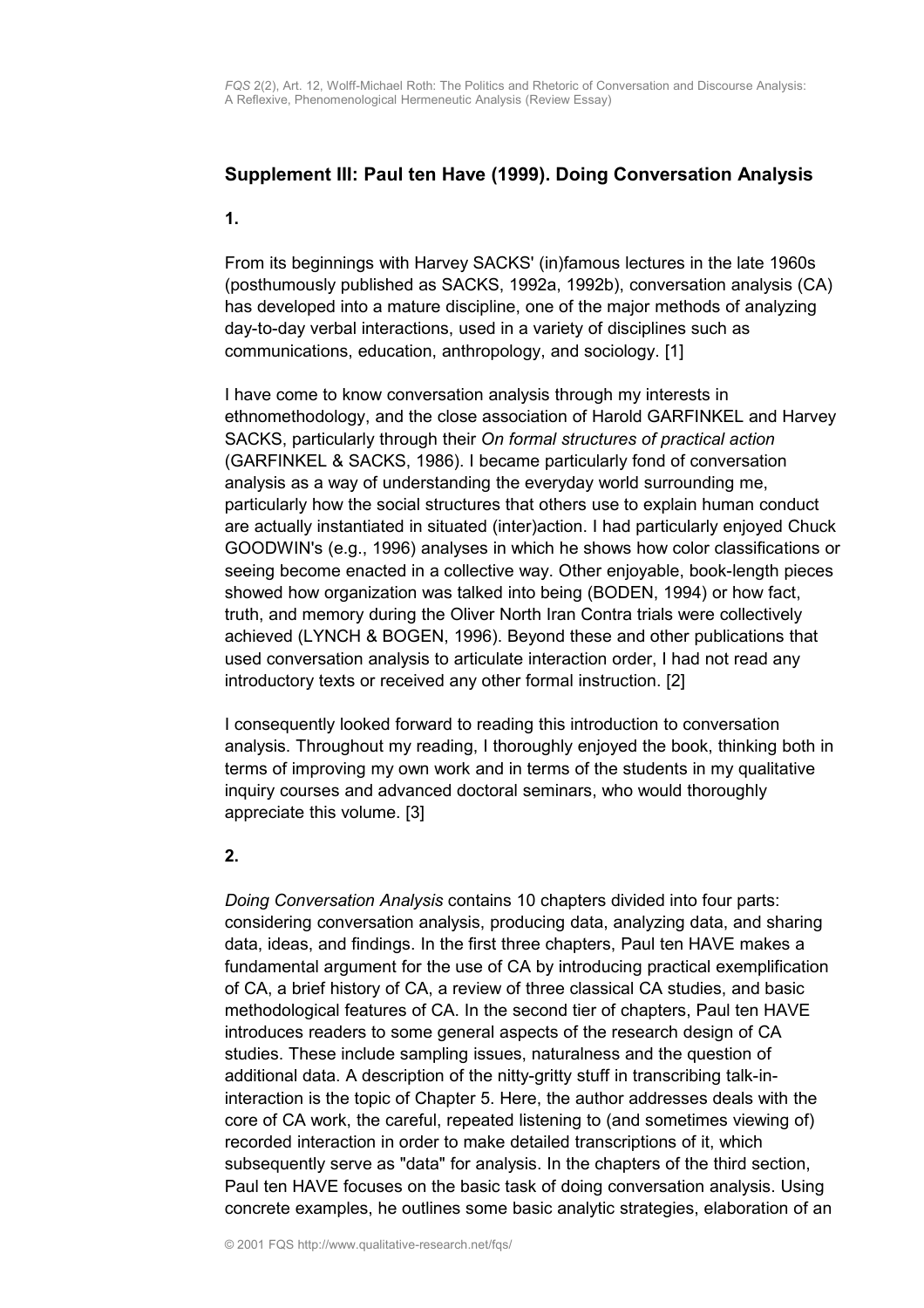## Supplement III: Paul ten Have (1999). Doing Conversation Analysis

**1.**

From its beginnings with Harvey SACKS' (in)famous lectures in the late 1960s (posthumously published as SACKS, 1992a, 1992b), conversation analysis (CA) has developed into a mature discipline, one of the major methods of analyzing day-to-day verbal interactions, used in a variety of disciplines such as communications, education, anthropology, and sociology. [1]

I have come to know conversation analysis through my interests in ethnomethodology, and the close association of Harold GARFINKEL and Harvey SACKS, particularly through their *On formal structures of practical action* (GARFINKEL & SACKS, 1986). I became particularly fond of conversation analysis as a way of understanding the everyday world surrounding me, particularly how the social structures that others use to explain human conduct are actually instantiated in situated (inter)action. I had particularly enjoyed Chuck GOODWIN's (e.g., 1996) analyses in which he shows how color classifications or seeing become enacted in a collective way. Other enjoyable, book-length pieces showed how organization was talked into being (BODEN, 1994) or how fact, truth, and memory during the Oliver North Iran Contra trials were collectively achieved (LYNCH & BOGEN, 1996). Beyond these and other publications that used conversation analysis to articulate interaction order, I had not read any introductory texts or received any other formal instruction. [2]

I consequently looked forward to reading this introduction to conversation analysis. Throughout my reading, I thoroughly enjoyed the book, thinking both in terms of improving my own work and in terms of the students in my qualitative inquiry courses and advanced doctoral seminars, who would thoroughly appreciate this volume. [3]

**2.**

*Doing Conversation Analysis* contains 10 chapters divided into four parts: considering conversation analysis, producing data, analyzing data, and sharing data, ideas, and findings. In the first three chapters, Paul ten HAVE makes a fundamental argument for the use of CA by introducing practical exemplification of CA, a brief history of CA, a review of three classical CA studies, and basic methodological features of CA. In the second tier of chapters, Paul ten HAVE introduces readers to some general aspects of the research design of CA studies. These include sampling issues, naturalness and the question of additional data. A description of the nitty-gritty stuff in transcribing talk-in-interaction is the topic of Chapter 5. Here, the author addresses deals with the core of CA work, the careful, repeated listening to (and sometimes viewing of) recorded interaction in order to make detailed transcriptions of it, which subsequently serve as "data" for analysis. In the chapters of the third section, Paul ten HAVE focuses on the basic task of doing conversation analysis. Using concrete examples, he outlines some basic analytic strategies, elaboration of an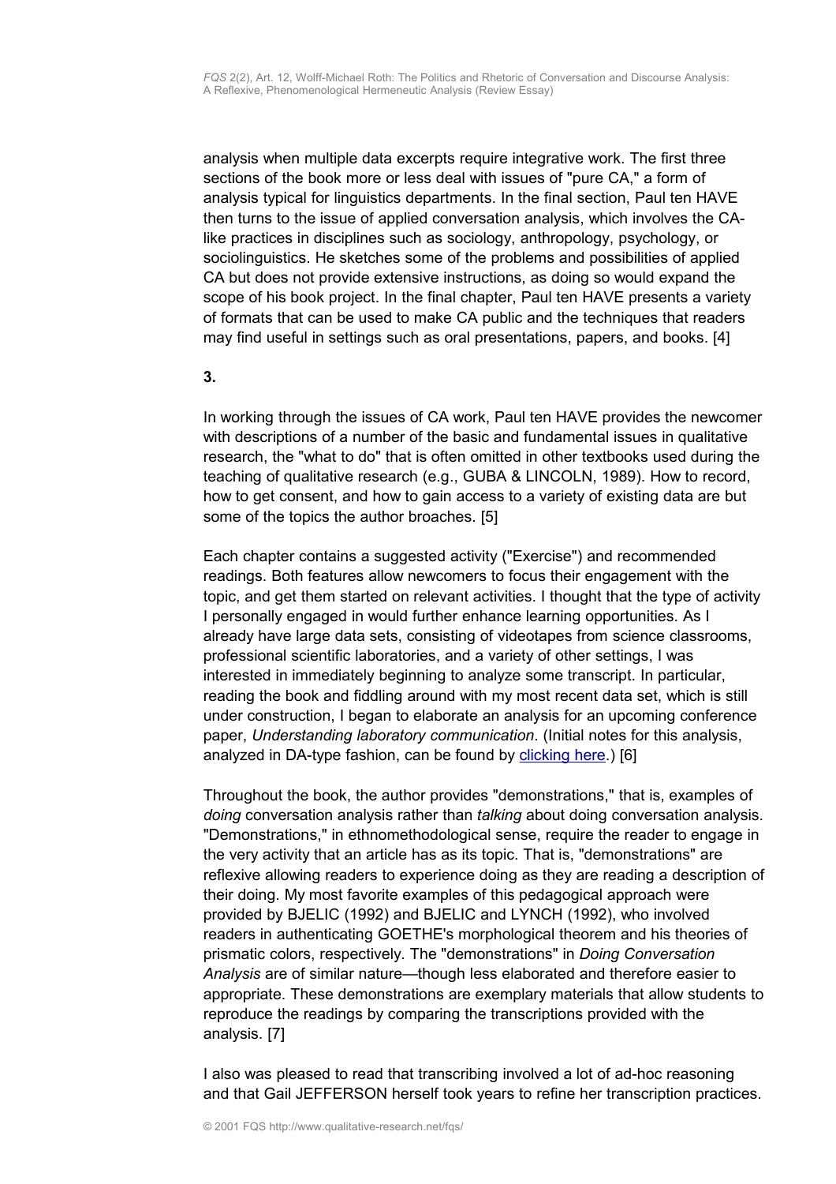analysis when multiple data excerpts require integrative work. The first three sections of the book more or less deal with issues of "pure CA," a form of analysis typical for linguistics departments. In the final section, Paul ten HAVE then turns to the issue of applied conversation analysis, which involves the CA-like practices in disciplines such as sociology, anthropology, psychology, or sociolinguistics. He sketches some of the problems and possibilities of applied CA but does not provide extensive instructions, as doing so would expand the scope of his book project. In the final chapter, Paul ten HAVE presents a variety of formats that can be used to make CA public and the techniques that readers may find useful in settings such as oral presentations, papers, and books. [4]

**3.**

In working through the issues of CA work, Paul ten HAVE provides the newcomer with descriptions of a number of the basic and fundamental issues in qualitative research, the "what to do" that is often omitted in other textbooks used during the teaching of qualitative research (e.g., GUBA & LINCOLN, 1989). How to record, how to get consent, and how to gain access to a variety of existing data are but some of the topics the author broaches. [5]

Each chapter contains a suggested activity ("Exercise") and recommended readings. Both features allow newcomers to focus their engagement with the topic, and get them started on relevant activities. I thought that the type of activity I personally engaged in would further enhance learning opportunities. As I already have large data sets, consisting of videotapes from science classrooms, professional scientific laboratories, and a variety of other settings, I was interested in immediately beginning to analyze some transcript. In particular, reading the book and fiddling around with my most recent data set, which is still under construction, I began to elaborate an analysis for an upcoming conference paper, *Understanding laboratory communication*. (Initial notes for this analysis, analyzed in DA-type fashion, can be found by clicking here.) [6]

Throughout the book, the author provides "demonstrations," that is, examples of *doing* conversation analysis rather than *talking* about doing conversation analysis. "Demonstrations," in ethnomethodological sense, require the reader to engage in the very activity that an article has as its topic. That is, "demonstrations" are reflexive allowing readers to experience doing as they are reading a description of their doing. My most favorite examples of this pedagogical approach were provided by BJELIC (1992) and BJELIC and LYNCH (1992), who involved readers in authenticating GOETHE's morphological theorem and his theories of prismatic colors, respectively. The "demonstrations" in *Doing Conversation Analysis* are of similar nature—though less elaborated and therefore easier to appropriate. These demonstrations are exemplary materials that allow students to reproduce the readings by comparing the transcriptions provided with the analysis. [7]

I also was pleased to read that transcribing involved a lot of ad-hoc reasoning and that Gail JEFFERSON herself took years to refine her transcription practices.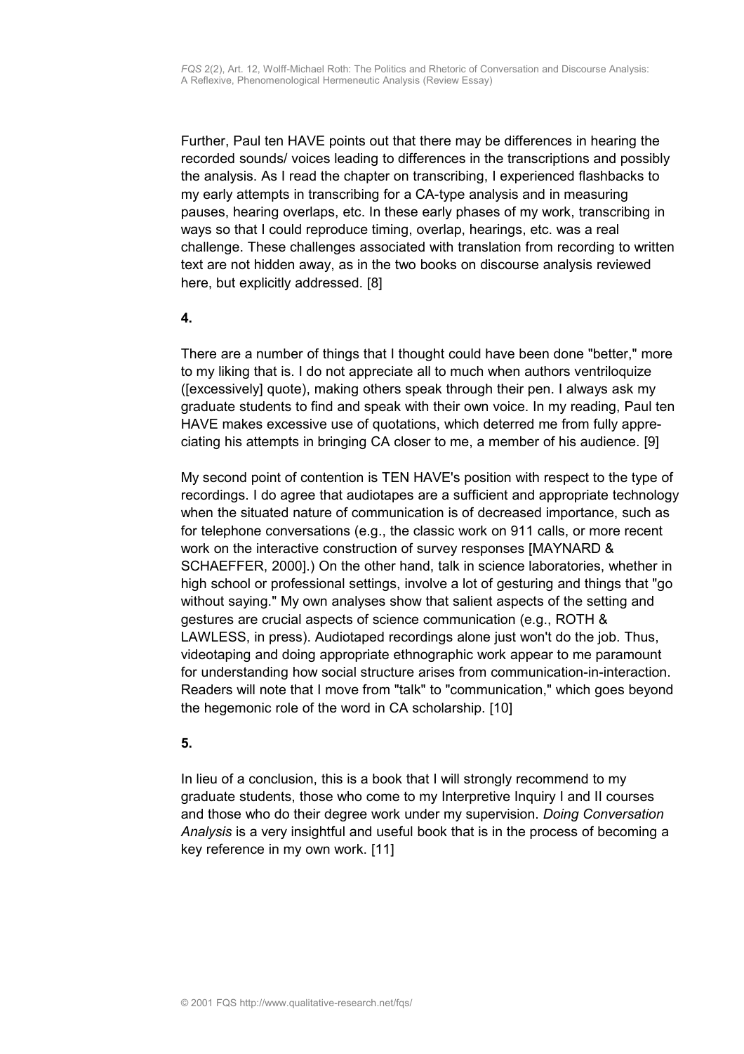Further, Paul ten HAVE points out that there may be differences in hearing the recorded sounds/ voices leading to differences in the transcriptions and possibly the analysis. As I read the chapter on transcribing, I experienced flashbacks to my early attempts in transcribing for a CA-type analysis and in measuring pauses, hearing overlaps, etc. In these early phases of my work, transcribing in ways so that I could reproduce timing, overlap, hearings, etc. was a real challenge. These challenges associated with translation from recording to written text are not hidden away, as in the two books on discourse analysis reviewed here, but explicitly addressed. [8]

**4.**

There are a number of things that I thought could have been done "better," more to my liking that is. I do not appreciate all to much when authors ventriloquize ([excessively] quote), making others speak through their pen. I always ask my graduate students to find and speak with their own voice. In my reading, Paul ten HAVE makes excessive use of quotations, which deterred me from fully appreciating his attempts in bringing CA closer to me, a member of his audience. [9]

My second point of contention is TEN HAVE's position with respect to the type of recordings. I do agree that audiotapes are a sufficient and appropriate technology when the situated nature of communication is of decreased importance, such as for telephone conversations (e.g., the classic work on 911 calls, or more recent work on the interactive construction of survey responses [MAYNARD & SCHAEFFER, 2000].) On the other hand, talk in science laboratories, whether in high school or professional settings, involve a lot of gesturing and things that "go without saying." My own analyses show that salient aspects of the setting and gestures are crucial aspects of science communication (e.g., ROTH & LAWLESS, in press). Audiotaped recordings alone just won't do the job. Thus, videotaping and doing appropriate ethnographic work appear to me paramount for understanding how social structure arises from communication-in-interaction. Readers will note that I move from "talk" to "communication," which goes beyond the hegemonic role of the word in CA scholarship. [10]

**5.**

In lieu of a conclusion, this is a book that I will strongly recommend to my graduate students, those who come to my Interpretive Inquiry I and II courses and those who do their degree work under my supervision. *Doing Conversation Analysis* is a very insightful and useful book that is in the process of becoming a key reference in my own work. [11]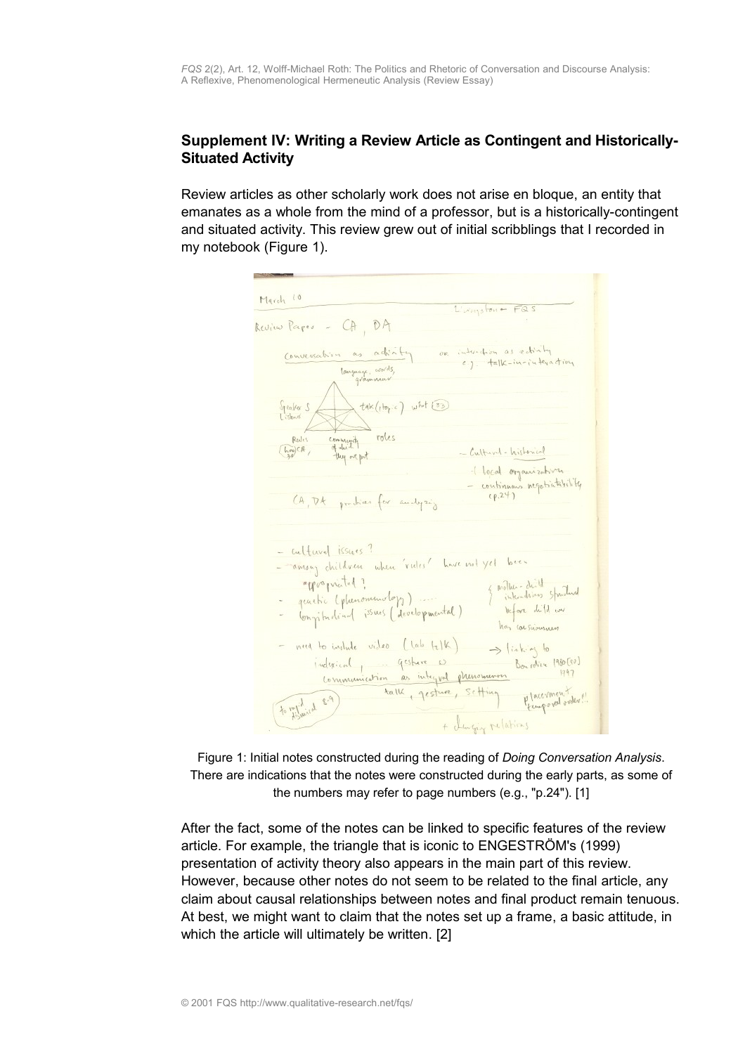## Supplement IV: Writing a Review Article as Contingent and Historically-Situated Activity

Review articles as other scholarly work does not arise en bloque, an entity that emanates as a whole from the mind of a professor, but is a historically-contingent and situated activity. This review grew out of initial scribblings that I recorded in my notebook (Figure 1).

Figure 1: Initial notes constructed during the reading of *Doing Conversation Analysis*. There are indications that the notes were constructed during the early parts, as some of the numbers may refer to page numbers (e.g., "p.24"). [1]

After the fact, some of the notes can be linked to specific features of the review article. For example, the triangle that is iconic to ENGESTRÖM's (1999) presentation of activity theory also appears in the main part of this review. However, because other notes do not seem to be related to the final article, any claim about causal relationships between notes and final product remain tenuous. At best, we might want to claim that the notes set up a frame, a basic attitude, in which the article will ultimately be written. [2]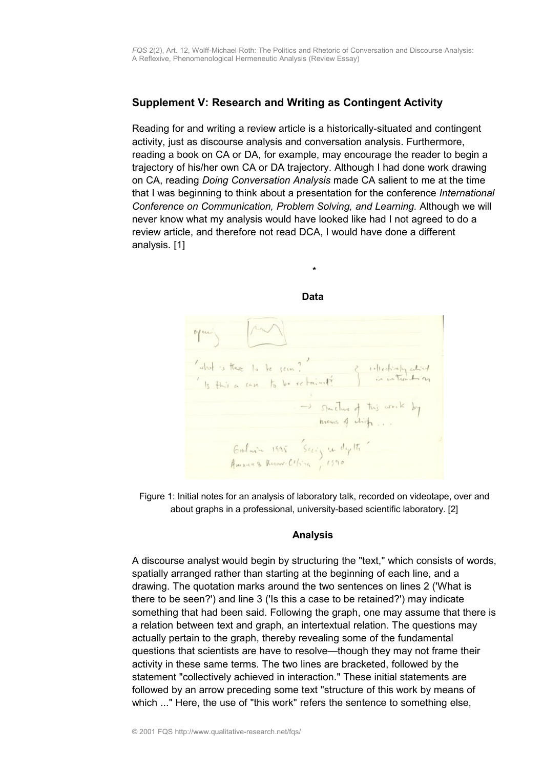## Supplement V: Research and Writing as Contingent Activity

Reading for and writing a review article is a historically-situated and contingent activity, just as discourse analysis and conversation analysis. Furthermore, reading a book on CA or DA, for example, may encourage the reader to begin a trajectory of his/her own CA or DA trajectory. Although I had done work drawing on CA, reading *Doing Conversation Analysis* made CA salient to me at the time that I was beginning to think about a presentation for the conference *International Conference on Communication, Problem Solving, and Learning.* Although we will never know what my analysis would have looked like had I not agreed to do a review article, and therefore not read DCA, I would have done a different analysis. [1]

*

**Data**

Figure 1: Initial notes for an analysis of laboratory talk, recorded on videotape, over and about graphs in a professional, university-based scientific laboratory. [2]

**Analysis**

A discourse analyst would begin by structuring the "text," which consists of words, spatially arranged rather than starting at the beginning of each line, and a drawing. The quotation marks around the two sentences on lines 2 ('What is there to be seen?') and line 3 ('Is this a case to be retained?') may indicate something that had been said. Following the graph, one may assume that there is a relation between text and graph, an intertextual relation. The questions may actually pertain to the graph, thereby revealing some of the fundamental questions that scientists are have to resolve—though they may not frame their activity in these same terms. The two lines are bracketed, followed by the statement "collectively achieved in interaction." These initial statements are followed by an arrow preceding some text "structure of this work by means of which ..." Here, the use of "this work" refers the sentence to something else,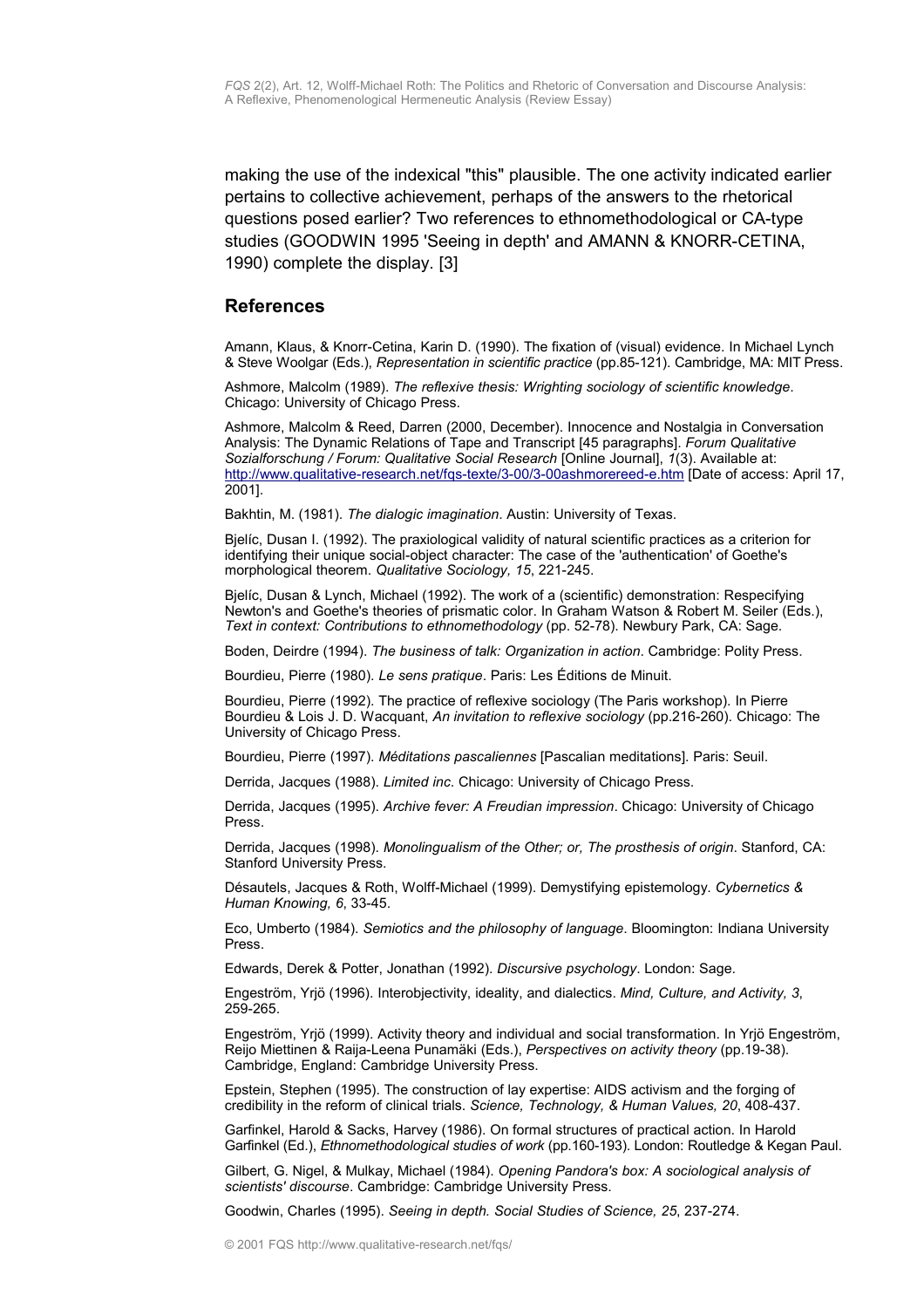making the use of the indexical "this" plausible. The one activity indicated earlier pertains to collective achievement, perhaps of the answers to the rhetorical questions posed earlier? Two references to ethnomethodological or CA-type studies (GOODWIN 1995 'Seeing in depth' and AMANN & KNORR-CETINA, 1990) complete the display. [3]

## References

Amann, Klaus, & Knorr-Cetina, Karin D. (1990). The fixation of (visual) evidence. In Michael Lynch & Steve Woolgar (Eds.), *Representation in scientific practice* (pp.85-121). Cambridge, MA: MIT Press.

Ashmore, Malcolm (1989). *The reflexive thesis: Wrighting sociology of scientific knowledge*. Chicago: University of Chicago Press.

Ashmore, Malcolm & Reed, Darren (2000, December). Innocence and Nostalgia in Conversation Analysis: The Dynamic Relations of Tape and Transcript [45 paragraphs]. *Forum Qualitative Sozialforschung / Forum: Qualitative Social Research* [Online Journal], *1*(3). Available at: http://www.qualitative-research.net/fqs-texte/3-00/3-00ashmorereed-e.htm [Date of access: April 17, 2001].

Bakhtin, M. (1981). *The dialogic imagination*. Austin: University of Texas.

Bjelíc, Dusan I. (1992). The praxiological validity of natural scientific practices as a criterion for identifying their unique social-object character: The case of the 'authentication' of Goethe's morphological theorem. *Qualitative Sociology, 15*, 221-245.

Bjelíc, Dusan & Lynch, Michael (1992). The work of a (scientific) demonstration: Respecifying Newton's and Goethe's theories of prismatic color. In Graham Watson & Robert M. Seiler (Eds.), *Text in context: Contributions to ethnomethodology* (pp. 52-78). Newbury Park, CA: Sage.

Boden, Deirdre (1994). *The business of talk: Organization in action*. Cambridge: Polity Press.

Bourdieu, Pierre (1980). *Le sens pratique*. Paris: Les Éditions de Minuit.

Bourdieu, Pierre (1992). The practice of reflexive sociology (The Paris workshop). In Pierre Bourdieu & Lois J. D. Wacquant, *An invitation to reflexive sociology* (pp.216-260). Chicago: The University of Chicago Press.

Bourdieu, Pierre (1997). *Méditations pascaliennes* [Pascalian meditations]. Paris: Seuil.

Derrida, Jacques (1988). *Limited inc*. Chicago: University of Chicago Press.

Derrida, Jacques (1995). *Archive fever: A Freudian impression*. Chicago: University of Chicago Press.

Derrida, Jacques (1998). *Monolingualism of the Other; or, The prosthesis of origin*. Stanford, CA: Stanford University Press.

Désautels, Jacques & Roth, Wolff-Michael (1999). Demystifying epistemology. *Cybernetics & Human Knowing, 6*, 33-45.

Eco, Umberto (1984). *Semiotics and the philosophy of language*. Bloomington: Indiana University Press.

Edwards, Derek & Potter, Jonathan (1992). *Discursive psychology*. London: Sage.

Engeström, Yrjö (1996). Interobjectivity, ideality, and dialectics. *Mind, Culture, and Activity, 3*, 259-265.

Engeström, Yrjö (1999). Activity theory and individual and social transformation. In Yrjö Engeström, Reijo Miettinen & Raija-Leena Punamäki (Eds.), *Perspectives on activity theory* (pp.19-38). Cambridge, England: Cambridge University Press.

Epstein, Stephen (1995). The construction of lay expertise: AIDS activism and the forging of credibility in the reform of clinical trials. *Science, Technology, & Human Values, 20*, 408-437.

Garfinkel, Harold & Sacks, Harvey (1986). On formal structures of practical action. In Harold Garfinkel (Ed.), *Ethnomethodological studies of work* (pp.160-193). London: Routledge & Kegan Paul.

Gilbert, G. Nigel, & Mulkay, Michael (1984). *Opening Pandora's box: A sociological analysis of scientists' discourse*. Cambridge: Cambridge University Press.

Goodwin, Charles (1995). *Seeing in depth. Social Studies of Science, 25*, 237-274.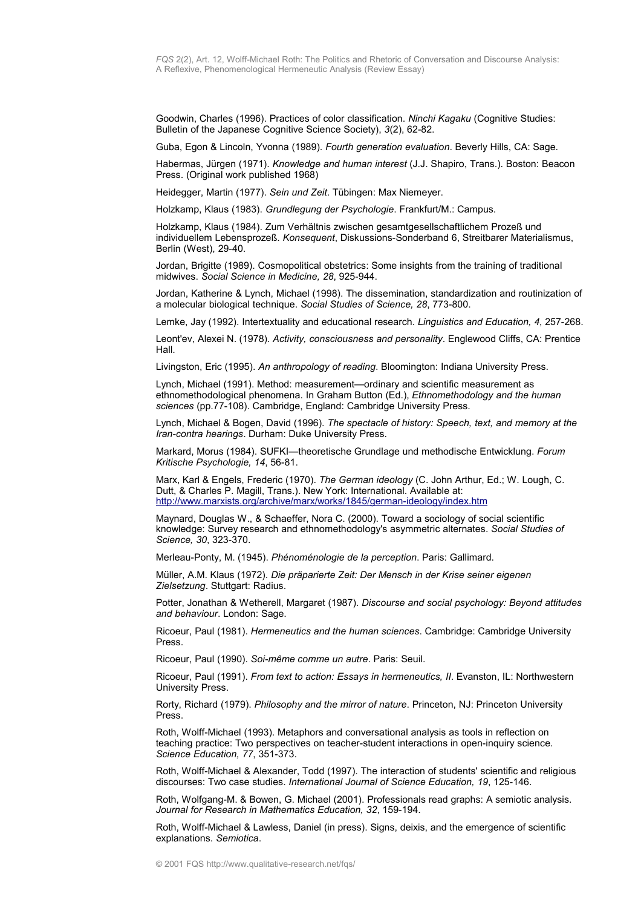Goodwin, Charles (1996). Practices of color classification. *Ninchi Kagaku* (Cognitive Studies: Bulletin of the Japanese Cognitive Science Society), *3*(2), 62-82.

Guba, Egon & Lincoln, Yvonna (1989). *Fourth generation evaluation*. Beverly Hills, CA: Sage.

Habermas, Jürgen (1971). *Knowledge and human interest* (J.J. Shapiro, Trans.). Boston: Beacon Press. (Original work published 1968)

Heidegger, Martin (1977). *Sein und Zeit*. Tübingen: Max Niemeyer.

Holzkamp, Klaus (1983). *Grundlegung der Psychologie*. Frankfurt/M.: Campus.

Holzkamp, Klaus (1984). Zum Verhältnis zwischen gesamtgesellschaftlichem Prozeß und individuellem Lebensprozeß. *Konsequent*, Diskussions-Sonderband 6, Streitbarer Materialismus, Berlin (West), 29-40.

Jordan, Brigitte (1989). Cosmopolitical obstetrics: Some insights from the training of traditional midwives. *Social Science in Medicine, 28*, 925-944.

Jordan, Katherine & Lynch, Michael (1998). The dissemination, standardization and routinization of a molecular biological technique. *Social Studies of Science, 28*, 773-800.

Lemke, Jay (1992). Intertextuality and educational research. *Linguistics and Education, 4*, 257-268.

Leont'ev, Alexei N. (1978). *Activity, consciousness and personality*. Englewood Cliffs, CA: Prentice Hall.

Livingston, Eric (1995). *An anthropology of reading*. Bloomington: Indiana University Press.

Lynch, Michael (1991). Method: measurement—ordinary and scientific measurement as ethnomethodological phenomena. In Graham Button (Ed.), *Ethnomethodology and the human sciences* (pp.77-108). Cambridge, England: Cambridge University Press.

Lynch, Michael & Bogen, David (1996). *The spectacle of history: Speech, text, and memory at the Iran-contra hearings*. Durham: Duke University Press.

Markard, Morus (1984). SUFKI—theoretische Grundlage und methodische Entwicklung. *Forum Kritische Psychologie, 14*, 56-81.

Marx, Karl & Engels, Frederic (1970). *The German ideology* (C. John Arthur, Ed.; W. Lough, C. Dutt, & Charles P. Magill, Trans.). New York: International. Available at: http://www.marxists.org/archive/marx/works/1845/german-ideology/index.htm

Maynard, Douglas W., & Schaeffer, Nora C. (2000). Toward a sociology of social scientific knowledge: Survey research and ethnomethodology's asymmetric alternates. *Social Studies of Science, 30*, 323-370.

Merleau-Ponty, M. (1945). *Phénoménologie de la perception*. Paris: Gallimard.

Müller, A.M. Klaus (1972). *Die präparierte Zeit: Der Mensch in der Krise seiner eigenen Zielsetzung*. Stuttgart: Radius.

Potter, Jonathan & Wetherell, Margaret (1987). *Discourse and social psychology: Beyond attitudes and behaviour*. London: Sage.

Ricoeur, Paul (1981). *Hermeneutics and the human sciences*. Cambridge: Cambridge University Press.

Ricoeur, Paul (1990). *Soi-même comme un autre*. Paris: Seuil.

Ricoeur, Paul (1991). *From text to action: Essays in hermeneutics, II*. Evanston, IL: Northwestern University Press.

Rorty, Richard (1979). *Philosophy and the mirror of nature*. Princeton, NJ: Princeton University Press.

Roth, Wolff-Michael (1993). Metaphors and conversational analysis as tools in reflection on teaching practice: Two perspectives on teacher-student interactions in open-inquiry science. *Science Education, 77*, 351-373.

Roth, Wolff-Michael & Alexander, Todd (1997). The interaction of students' scientific and religious discourses: Two case studies. *International Journal of Science Education, 19*, 125-146.

Roth, Wolfgang-M. & Bowen, G. Michael (2001). Professionals read graphs: A semiotic analysis. *Journal for Research in Mathematics Education, 32*, 159-194.

Roth, Wolff-Michael & Lawless, Daniel (in press). Signs, deixis, and the emergence of scientific explanations. *Semiotica*.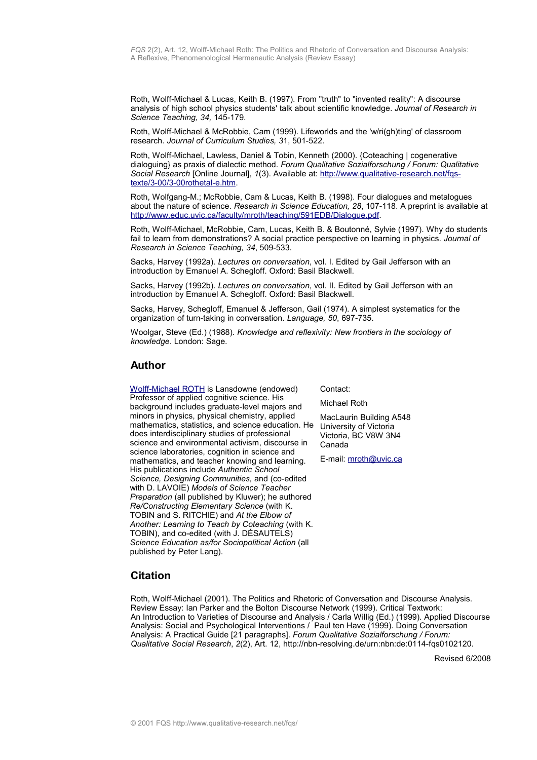Roth, Wolff-Michael & Lucas, Keith B. (1997). From "truth" to "invented reality": A discourse analysis of high school physics students' talk about scientific knowledge. *Journal of Research in Science Teaching, 34,* 145-179.

Roth, Wolff-Michael & McRobbie, Cam (1999). Lifeworlds and the 'w/ri(gh)ting' of classroom research. *Journal of Curriculum Studies, 3*1, 501-522.

Roth, Wolff-Michael, Lawless, Daniel & Tobin, Kenneth (2000). {Coteaching | cogenerative dialoguing} as praxis of dialectic method. *Forum Qualitative Sozialforschung / Forum: Qualitative Social Research* [Online Journal], *1*(3). Available at: http://www.qualitative-research.net/fqs-texte/3-00/3-00rothetal-e.htm.

Roth, Wolfgang-M.; McRobbie, Cam & Lucas, Keith B. (1998). Four dialogues and metalogues about the nature of science. *Research in Science Education, 28*, 107-118. A preprint is available at http://www.educ.uvic.ca/faculty/mroth/teaching/591EDB/Dialogue.pdf.

Roth, Wolff-Michael, McRobbie, Cam, Lucas, Keith B. & Boutonné, Sylvie (1997). Why do students fail to learn from demonstrations? A social practice perspective on learning in physics. *Journal of Research in Science Teaching, 34*, 509-533.

Sacks, Harvey (1992a). *Lectures on conversation*, vol. I. Edited by Gail Jefferson with an introduction by Emanuel A. Schegloff. Oxford: Basil Blackwell.

Sacks, Harvey (1992b). *Lectures on conversation*, vol. II. Edited by Gail Jefferson with an introduction by Emanuel A. Schegloff. Oxford: Basil Blackwell.

Sacks, Harvey, Schegloff, Emanuel & Jefferson, Gail (1974). A simplest systematics for the organization of turn-taking in conversation. *Language, 50*, 697-735.

Woolgar, Steve (Ed.) (1988). *Knowledge and reflexivity: New frontiers in the sociology of knowledge*. London: Sage.

## Author

Wolff-Michael ROTH is Lansdowne (endowed) Professor of applied cognitive science. His background includes graduate-level majors and minors in physics, physical chemistry, applied mathematics, statistics, and science education. He does interdisciplinary studies of professional science and environmental activism, discourse in science laboratories, cognition in science and mathematics, and teacher knowing and learning. His publications include *Authentic School Science, Designing Communities,* and (co-edited with D. LAVOIE) *Models of Science Teacher Preparation* (all published by Kluwer); he authored *Re/Constructing Elementary Science* (with K. TOBIN and S. RITCHIE) and *At the Elbow of Another: Learning to Teach by Coteaching* (with K. TOBIN), and co-edited (with J. DÉSAUTELS) *Science Education as/for Sociopolitical Action* (all published by Peter Lang).

Contact:

Michael Roth

MacLaurin Building A548
University of Victoria
Victoria, BC V8W 3N4
Canada

E-mail: mroth@uvic.ca

## Citation

Roth, Wolff-Michael (2001). The Politics and Rhetoric of Conversation and Discourse Analysis. Review Essay: Ian Parker and the Bolton Discourse Network (1999). Critical Textwork: An Introduction to Varieties of Discourse and Analysis / Carla Willig (Ed.) (1999). Applied Discourse Analysis: Social and Psychological Interventions / Paul ten Have (1999). Doing Conversation Analysis: A Practical Guide [21 paragraphs]. *Forum Qualitative Sozialforschung / Forum: Qualitative Social Research*, *2*(2), Art. 12, http://nbn-resolving.de/urn:nbn:de:0114-fqs0102120.

Revised 6/2008